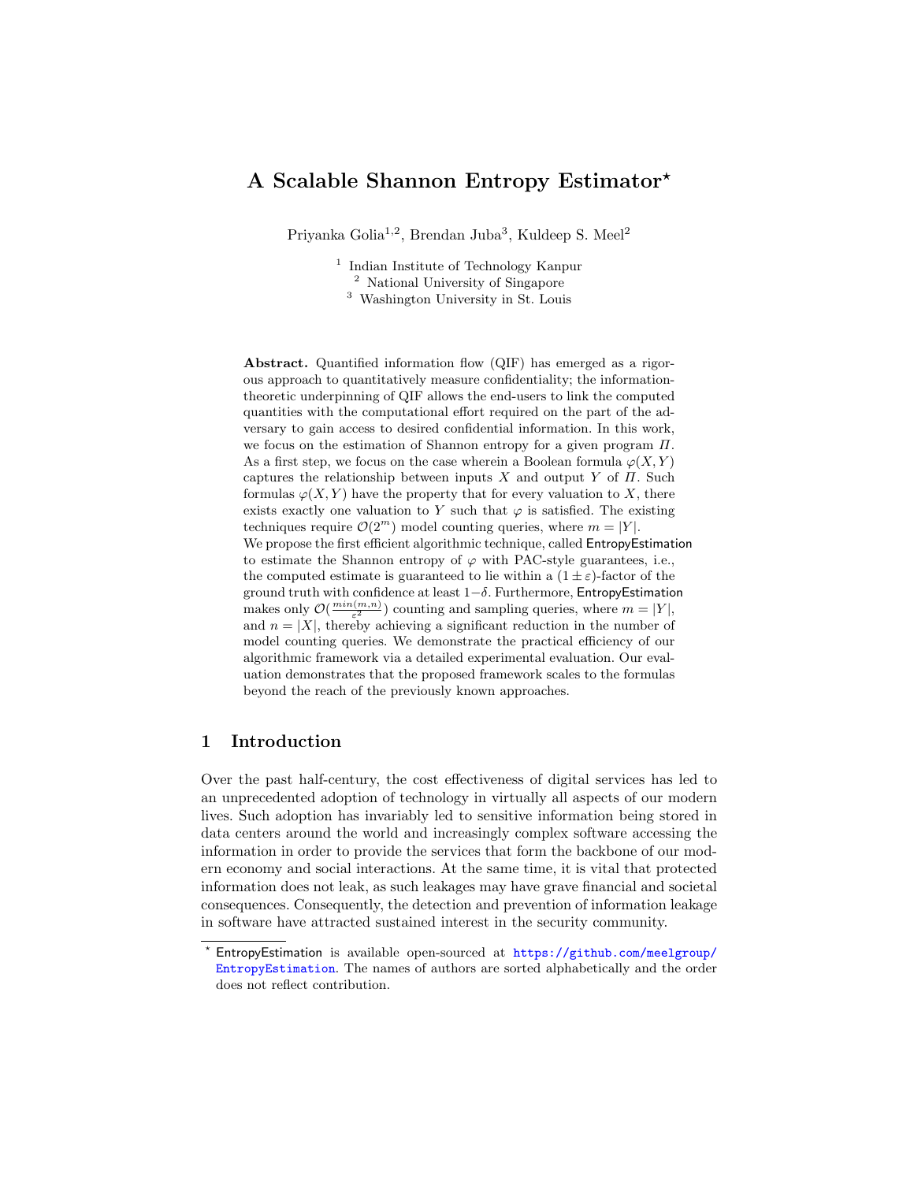# A Scalable Shannon Entropy Estimator[⋆]

Priyanka Golia[1,2], Brendan Juba[3], Kuldeep S. Meel[2]

[1] Indian Institute of Technology Kanpur
[2] National University of Singapore
[3] Washington University in St. Louis

**Abstract.** Quantified information flow (QIF) has emerged as a rigorous approach to quantitatively measure confidentiality; the information-theoretic underpinning of QIF allows the end-users to link the computed quantities with the computational effort required on the part of the adversary to gain access to desired confidential information. In this work, we focus on the estimation of Shannon entropy for a given program $\Pi$. As a first step, we focus on the case wherein a Boolean formula $\varphi(X, Y)$ captures the relationship between inputs $X$ and output $Y$ of $\Pi$. Such formulas $\varphi(X, Y)$ have the property that for every valuation to $X$, there exists exactly one valuation to $Y$ such that $\varphi$ is satisfied. The existing techniques require $\mathcal{O}(2^m)$ model counting queries, where $m = |Y|$. We propose the first efficient algorithmic technique, called EntropyEstimation to estimate the Shannon entropy of $\varphi$ with PAC-style guarantees, i.e., the computed estimate is guaranteed to lie within a $(1 \pm \varepsilon)$-factor of the ground truth with confidence at least $1-\delta$. Furthermore, EntropyEstimation makes only $\mathcal{O}(\frac{min(m,n)}{\varepsilon^2})$ counting and sampling queries, where $m = |Y|$, and $n = |X|$, thereby achieving a significant reduction in the number of model counting queries. We demonstrate the practical efficiency of our algorithmic framework via a detailed experimental evaluation. Our evaluation demonstrates that the proposed framework scales to the formulas beyond the reach of the previously known approaches.

## 1 Introduction

Over the past half-century, the cost effectiveness of digital services has led to an unprecedented adoption of technology in virtually all aspects of our modern lives. Such adoption has invariably led to sensitive information being stored in data centers around the world and increasingly complex software accessing the information in order to provide the services that form the backbone of our modern economy and social interactions. At the same time, it is vital that protected information does not leak, as such leakages may have grave financial and societal consequences. Consequently, the detection and prevention of information leakage in software have attracted sustained interest in the security community.

[⋆] EntropyEstimation is available open-sourced at https://github.com/meelgroup/EntropyEstimation. The names of authors are sorted alphabetically and the order does not reflect contribution.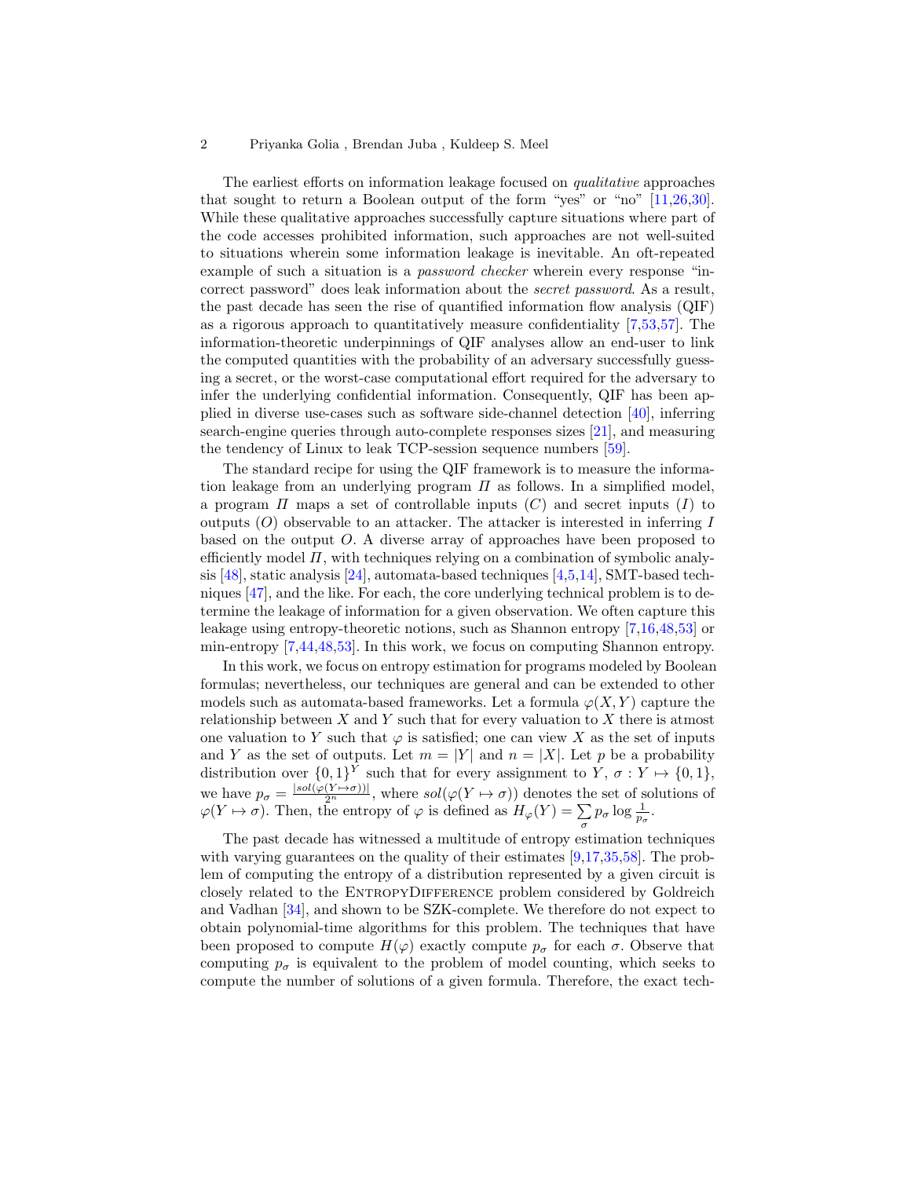The earliest efforts on information leakage focused on *qualitative* approaches that sought to return a Boolean output of the form "yes" or "no" [11,26,30]. While these qualitative approaches successfully capture situations where part of the code accesses prohibited information, such approaches are not well-suited to situations wherein some information leakage is inevitable. An oft-repeated example of such a situation is a *password checker* wherein every response "incorrect password" does leak information about the *secret password*. As a result, the past decade has seen the rise of quantified information flow analysis (QIF) as a rigorous approach to quantitatively measure confidentiality [7,53,57]. The information-theoretic underpinnings of QIF analyses allow an end-user to link the computed quantities with the probability of an adversary successfully guessing a secret, or the worst-case computational effort required for the adversary to infer the underlying confidential information. Consequently, QIF has been applied in diverse use-cases such as software side-channel detection [40], inferring search-engine queries through auto-complete responses sizes [21], and measuring the tendency of Linux to leak TCP-session sequence numbers [59].

The standard recipe for using the QIF framework is to measure the information leakage from an underlying program $\Pi$ as follows. In a simplified model, a program $\Pi$ maps a set of controllable inputs ($C$) and secret inputs ($I$) to outputs ($O$) observable to an attacker. The attacker is interested in inferring $I$ based on the output $O$. A diverse array of approaches have been proposed to efficiently model $\Pi$, with techniques relying on a combination of symbolic analysis [48], static analysis [24], automata-based techniques [4,5,14], SMT-based techniques [47], and the like. For each, the core underlying technical problem is to determine the leakage of information for a given observation. We often capture this leakage using entropy-theoretic notions, such as Shannon entropy [7,16,48,53] or min-entropy [7,44,48,53]. In this work, we focus on computing Shannon entropy.

In this work, we focus on entropy estimation for programs modeled by Boolean formulas; nevertheless, our techniques are general and can be extended to other models such as automata-based frameworks. Let a formula $\varphi(X, Y)$ capture the relationship between $X$ and $Y$ such that for every valuation to $X$ there is atmost one valuation to $Y$ such that $\varphi$ is satisfied; one can view $X$ as the set of inputs and $Y$ as the set of outputs. Let $m = |Y|$ and $n = |X|$. Let $p$ be a probability distribution over $\{0,1\}^Y$ such that for every assignment to $Y$, $\sigma : Y \mapsto \{0,1\}$, we have $p_\sigma = \frac{|sol(\varphi(Y \mapsto \sigma))|}{2^n}$, where $sol(\varphi(Y \mapsto \sigma))$ denotes the set of solutions of $\varphi(Y \mapsto \sigma)$. Then, the entropy of $\varphi$ is defined as $H_\varphi(Y) = \sum_\sigma p_\sigma \log \frac{1}{p_\sigma}$.

The past decade has witnessed a multitude of entropy estimation techniques with varying guarantees on the quality of their estimates [9,17,35,58]. The problem of computing the entropy of a distribution represented by a given circuit is closely related to the EntropyDifference problem considered by Goldreich and Vadhan [34], and shown to be SZK-complete. We therefore do not expect to obtain polynomial-time algorithms for this problem. The techniques that have been proposed to compute $H(\varphi)$ exactly compute $p_\sigma$ for each $\sigma$. Observe that computing $p_\sigma$ is equivalent to the problem of model counting, which seeks to compute the number of solutions of a given formula. Therefore, the exact tech-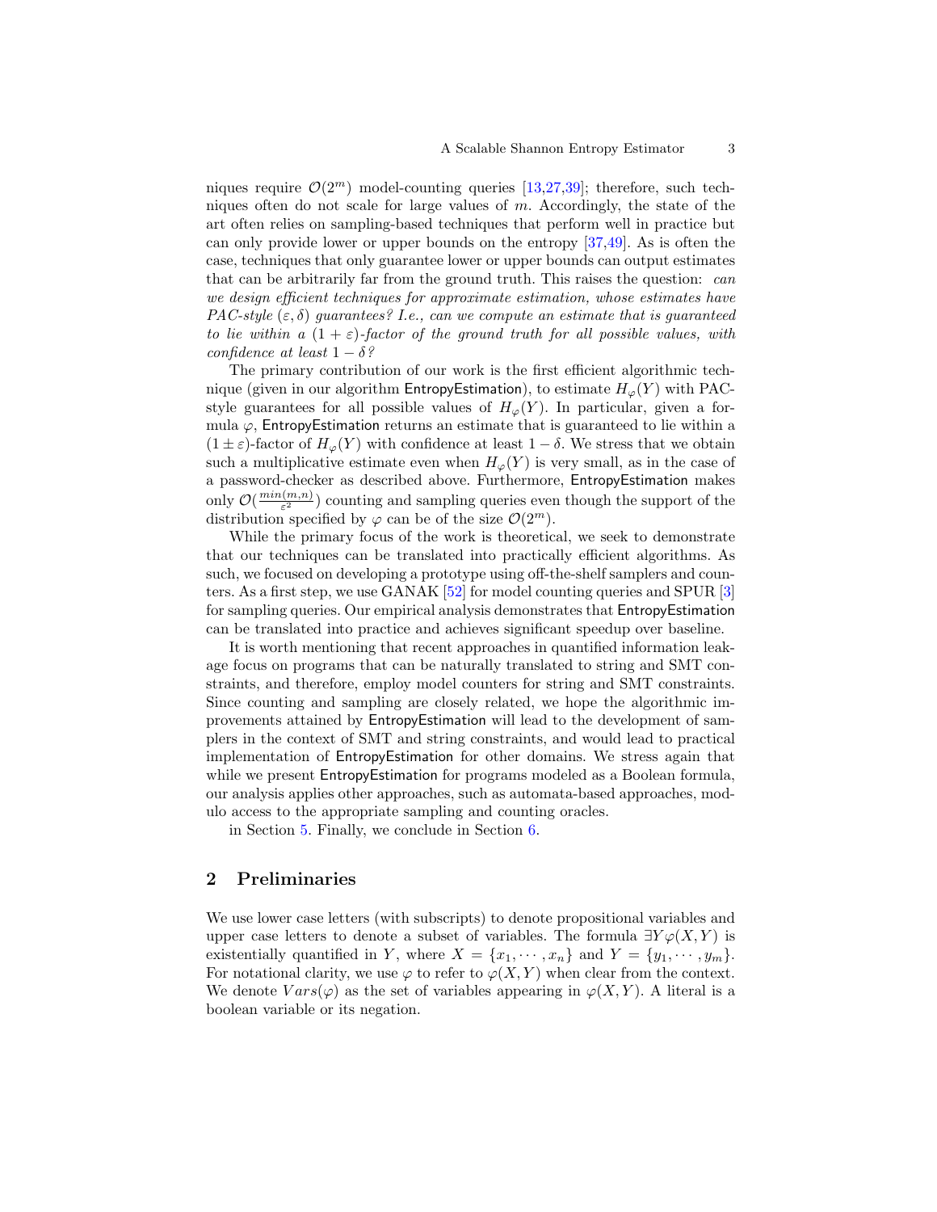niques require $\mathcal{O}(2^m)$ model-counting queries [13,27,39]; therefore, such techniques often do not scale for large values of $m$. Accordingly, the state of the art often relies on sampling-based techniques that perform well in practice but can only provide lower or upper bounds on the entropy [37,49]. As is often the case, techniques that only guarantee lower or upper bounds can output estimates that can be arbitrarily far from the ground truth. This raises the question: *can we design efficient techniques for approximate estimation, whose estimates have PAC-style $(\varepsilon, \delta)$ guarantees? I.e., can we compute an estimate that is guaranteed to lie within a $(1+\varepsilon)$-factor of the ground truth for all possible values, with confidence at least $1-\delta$?*

The primary contribution of our work is the first efficient algorithmic technique (given in our algorithm EntropyEstimation), to estimate $H_\varphi(Y)$ with PAC-style guarantees for all possible values of $H_\varphi(Y)$. In particular, given a formula $\varphi$, EntropyEstimation returns an estimate that is guaranteed to lie within a $(1 \pm \varepsilon)$-factor of $H_\varphi(Y)$ with confidence at least $1-\delta$. We stress that we obtain such a multiplicative estimate even when $H_\varphi(Y)$ is very small, as in the case of a password-checker as described above. Furthermore, EntropyEstimation makes only $\mathcal{O}(\frac{min(m,n)}{\varepsilon^2})$ counting and sampling queries even though the support of the distribution specified by $\varphi$ can be of the size $\mathcal{O}(2^m)$.

While the primary focus of the work is theoretical, we seek to demonstrate that our techniques can be translated into practically efficient algorithms. As such, we focused on developing a prototype using off-the-shelf samplers and counters. As a first step, we use GANAK [52] for model counting queries and SPUR [3] for sampling queries. Our empirical analysis demonstrates that EntropyEstimation can be translated into practice and achieves significant speedup over baseline.

It is worth mentioning that recent approaches in quantified information leakage focus on programs that can be naturally translated to string and SMT constraints, and therefore, employ model counters for string and SMT constraints. Since counting and sampling are closely related, we hope the algorithmic improvements attained by EntropyEstimation will lead to the development of samplers in the context of SMT and string constraints, and would lead to practical implementation of EntropyEstimation for other domains. We stress again that while we present EntropyEstimation for programs modeled as a Boolean formula, our analysis applies other approaches, such as automata-based approaches, modulo access to the appropriate sampling and counting oracles.

in Section 5. Finally, we conclude in Section 6.

## 2 Preliminaries

We use lower case letters (with subscripts) to denote propositional variables and upper case letters to denote a subset of variables. The formula $\exists Y \varphi(X, Y)$ is existentially quantified in $Y$, where $X = \{x_1, \cdots, x_n\}$ and $Y = \{y_1, \cdots, y_m\}$. For notational clarity, we use $\varphi$ to refer to $\varphi(X, Y)$ when clear from the context. We denote $Vars(\varphi)$ as the set of variables appearing in $\varphi(X, Y)$. A literal is a boolean variable or its negation.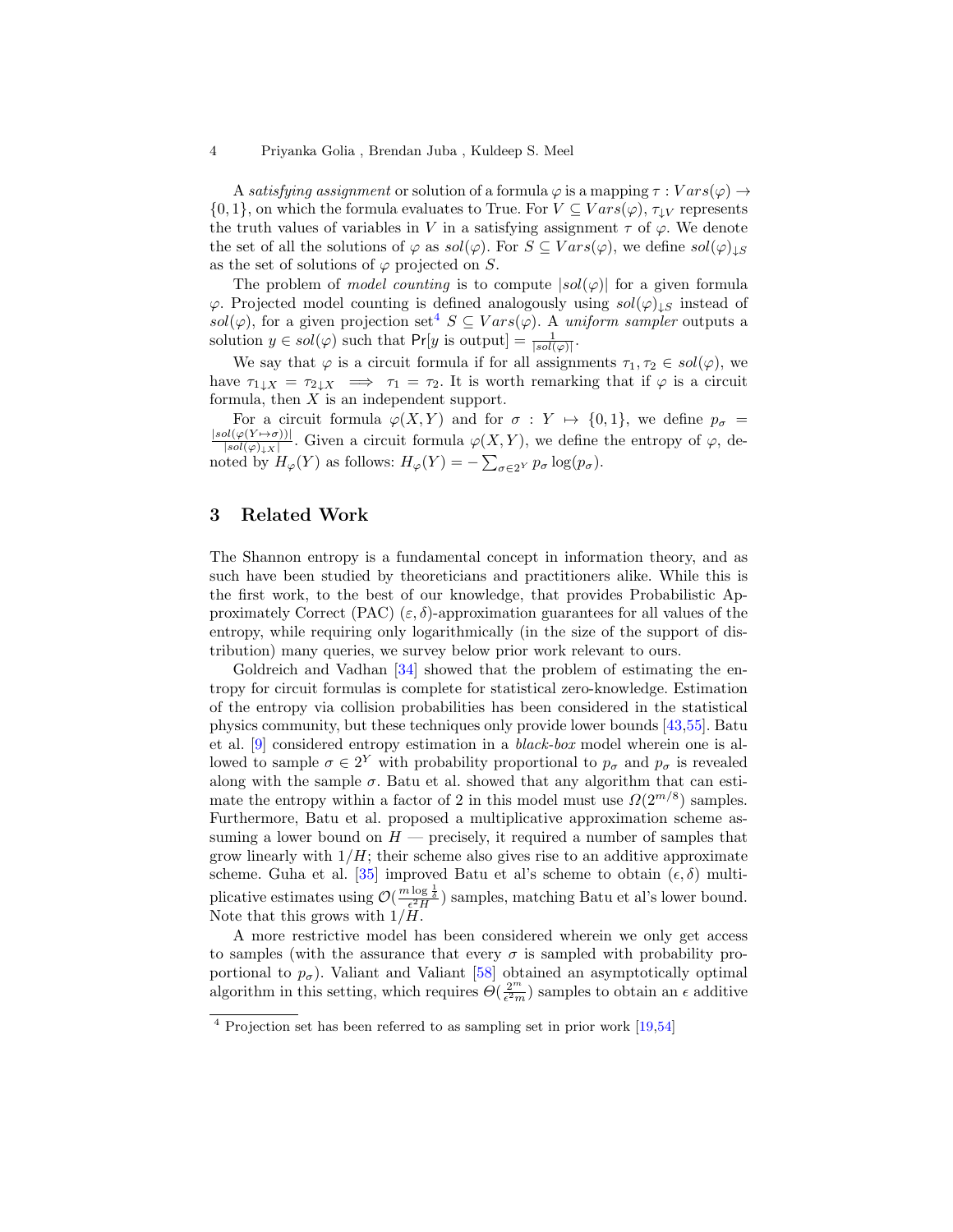A *satisfying assignment* or solution of a formula $\varphi$ is a mapping $\tau : Vars(\varphi) \rightarrow \{0,1\}$, on which the formula evaluates to True. For $V \subseteq Vars(\varphi)$, $\tau_{\downarrow V}$ represents the truth values of variables in $V$ in a satisfying assignment $\tau$ of $\varphi$. We denote the set of all the solutions of $\varphi$ as $sol(\varphi)$. For $S \subseteq Vars(\varphi)$, we define $sol(\varphi)_{\downarrow S}$ as the set of solutions of $\varphi$ projected on $S$.

The problem of *model counting* is to compute $|sol(\varphi)|$ for a given formula $\varphi$. Projected model counting is defined analogously using $sol(\varphi)_{\downarrow S}$ instead of $sol(\varphi)$, for a given projection set[4] $S \subseteq Vars(\varphi)$. A *uniform sampler* outputs a solution $y \in sol(\varphi)$ such that $\Pr[y \text{ is output}] = \frac{1}{|sol(\varphi)|}$.

We say that $\varphi$ is a circuit formula if for all assignments $\tau_1, \tau_2 \in sol(\varphi)$, we have $\tau_{1\downarrow X} = \tau_{2\downarrow X} \implies \tau_1 = \tau_2$. It is worth remarking that if $\varphi$ is a circuit formula, then $X$ is an independent support.

For a circuit formula $\varphi(X,Y)$ and for $\sigma : Y \mapsto \{0,1\}$, we define $p_\sigma = \frac{|sol(\varphi(Y \mapsto \sigma))|}{|sol(\varphi)_{\downarrow X}|}$. Given a circuit formula $\varphi(X,Y)$, we define the entropy of $\varphi$, denoted by $H_\varphi(Y)$ as follows: $H_\varphi(Y) = -\sum_{\sigma \in 2^Y} p_\sigma \log(p_\sigma)$.

## 3 Related Work

The Shannon entropy is a fundamental concept in information theory, and as such have been studied by theoreticians and practitioners alike. While this is the first work, to the best of our knowledge, that provides Probabilistic Approximately Correct (PAC) $(\varepsilon, \delta)$-approximation guarantees for all values of the entropy, while requiring only logarithmically (in the size of the support of distribution) many queries, we survey below prior work relevant to ours.

Goldreich and Vadhan [34] showed that the problem of estimating the entropy for circuit formulas is complete for statistical zero-knowledge. Estimation of the entropy via collision probabilities has been considered in the statistical physics community, but these techniques only provide lower bounds [43,55]. Batu et al. [9] considered entropy estimation in a *black-box* model wherein one is allowed to sample $\sigma \in 2^Y$ with probability proportional to $p_\sigma$ and $p_\sigma$ is revealed along with the sample $\sigma$. Batu et al. showed that any algorithm that can estimate the entropy within a factor of 2 in this model must use $\Omega(2^{m/8})$ samples. Furthermore, Batu et al. proposed a multiplicative approximation scheme assuming a lower bound on $H$ — precisely, it required a number of samples that grow linearly with $1/H$; their scheme also gives rise to an additive approximate scheme. Guha et al. [35] improved Batu et al's scheme to obtain $(\epsilon, \delta)$ multiplicative estimates using $\mathcal{O}(\frac{m \log \frac{1}{\delta}}{\epsilon^2 H})$ samples, matching Batu et al's lower bound. Note that this grows with $1/H$.

A more restrictive model has been considered wherein we only get access to samples (with the assurance that every $\sigma$ is sampled with probability proportional to $p_\sigma$). Valiant and Valiant [58] obtained an asymptotically optimal algorithm in this setting, which requires $\Theta(\frac{2^m}{\epsilon^2 m})$ samples to obtain an $\epsilon$ additive

[4] Projection set has been referred to as sampling set in prior work [19,54]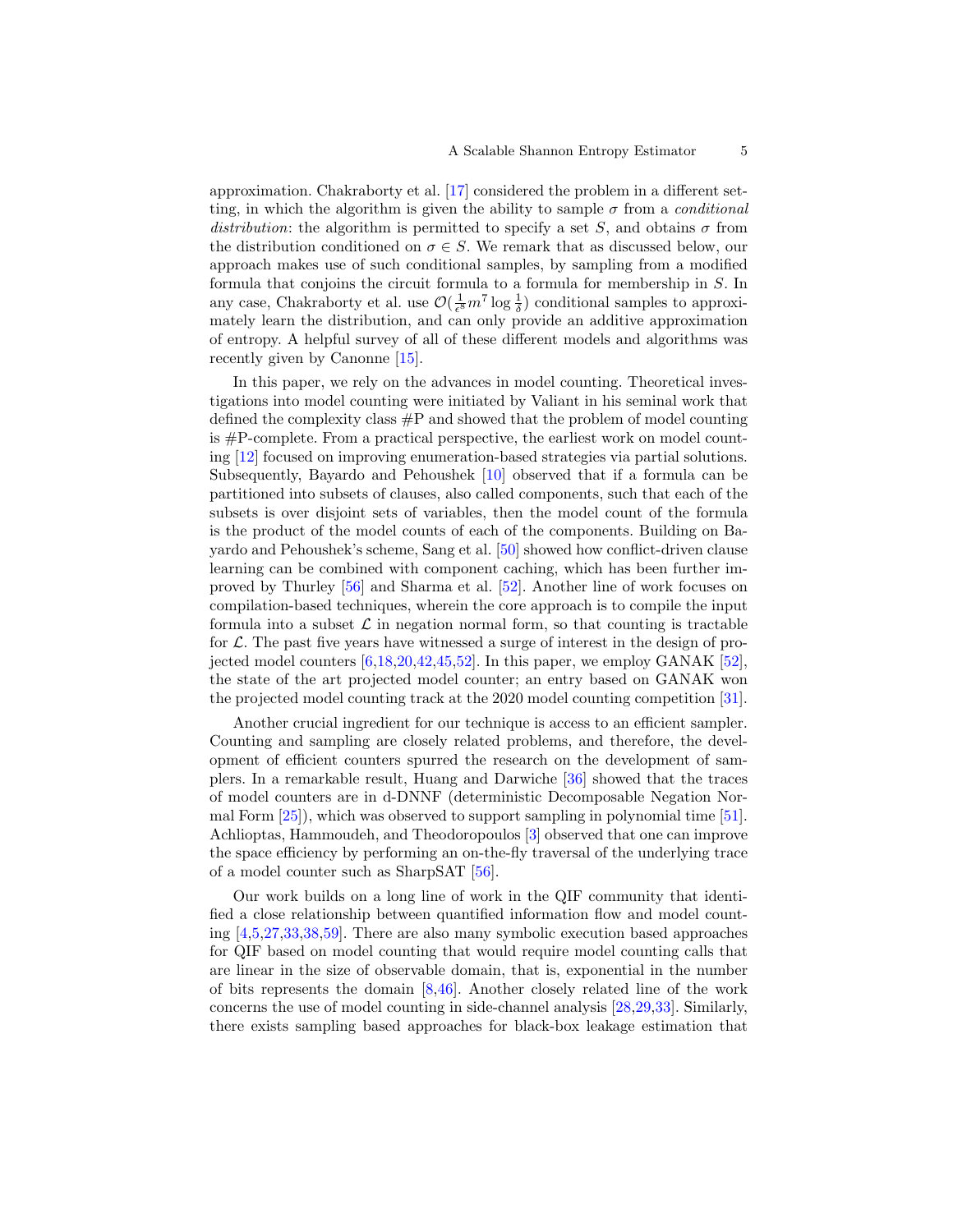approximation. Chakraborty et al. [17] considered the problem in a different setting, in which the algorithm is given the ability to sample $\sigma$ from a *conditional distribution*: the algorithm is permitted to specify a set $S$, and obtains $\sigma$ from the distribution conditioned on $\sigma \in S$. We remark that as discussed below, our approach makes use of such conditional samples, by sampling from a modified formula that conjoins the circuit formula to a formula for membership in $S$. In any case, Chakraborty et al. use $\mathcal{O}(\frac{1}{\epsilon^8} m^7 \log \frac{1}{\delta})$ conditional samples to approximately learn the distribution, and can only provide an additive approximation of entropy. A helpful survey of all of these different models and algorithms was recently given by Canonne [15].

In this paper, we rely on the advances in model counting. Theoretical investigations into model counting were initiated by Valiant in his seminal work that defined the complexity class #P and showed that the problem of model counting is #P-complete. From a practical perspective, the earliest work on model counting [12] focused on improving enumeration-based strategies via partial solutions. Subsequently, Bayardo and Pehoushek [10] observed that if a formula can be partitioned into subsets of clauses, also called components, such that each of the subsets is over disjoint sets of variables, then the model count of the formula is the product of the model counts of each of the components. Building on Bayardo and Pehoushek's scheme, Sang et al. [50] showed how conflict-driven clause learning can be combined with component caching, which has been further improved by Thurley [56] and Sharma et al. [52]. Another line of work focuses on compilation-based techniques, wherein the core approach is to compile the input formula into a subset $\mathcal{L}$ in negation normal form, so that counting is tractable for $\mathcal{L}$. The past five years have witnessed a surge of interest in the design of projected model counters [6,18,20,42,45,52]. In this paper, we employ GANAK [52], the state of the art projected model counter; an entry based on GANAK won the projected model counting track at the 2020 model counting competition [31].

Another crucial ingredient for our technique is access to an efficient sampler. Counting and sampling are closely related problems, and therefore, the development of efficient counters spurred the research on the development of samplers. In a remarkable result, Huang and Darwiche [36] showed that the traces of model counters are in d-DNNF (deterministic Decomposable Negation Normal Form [25]), which was observed to support sampling in polynomial time [51]. Achlioptas, Hammoudeh, and Theodoropoulos [3] observed that one can improve the space efficiency by performing an on-the-fly traversal of the underlying trace of a model counter such as SharpSAT [56].

Our work builds on a long line of work in the QIF community that identified a close relationship between quantified information flow and model counting [4,5,27,33,38,59]. There are also many symbolic execution based approaches for QIF based on model counting that would require model counting calls that are linear in the size of observable domain, that is, exponential in the number of bits represents the domain [8,46]. Another closely related line of the work concerns the use of model counting in side-channel analysis [28,29,33]. Similarly, there exists sampling based approaches for black-box leakage estimation that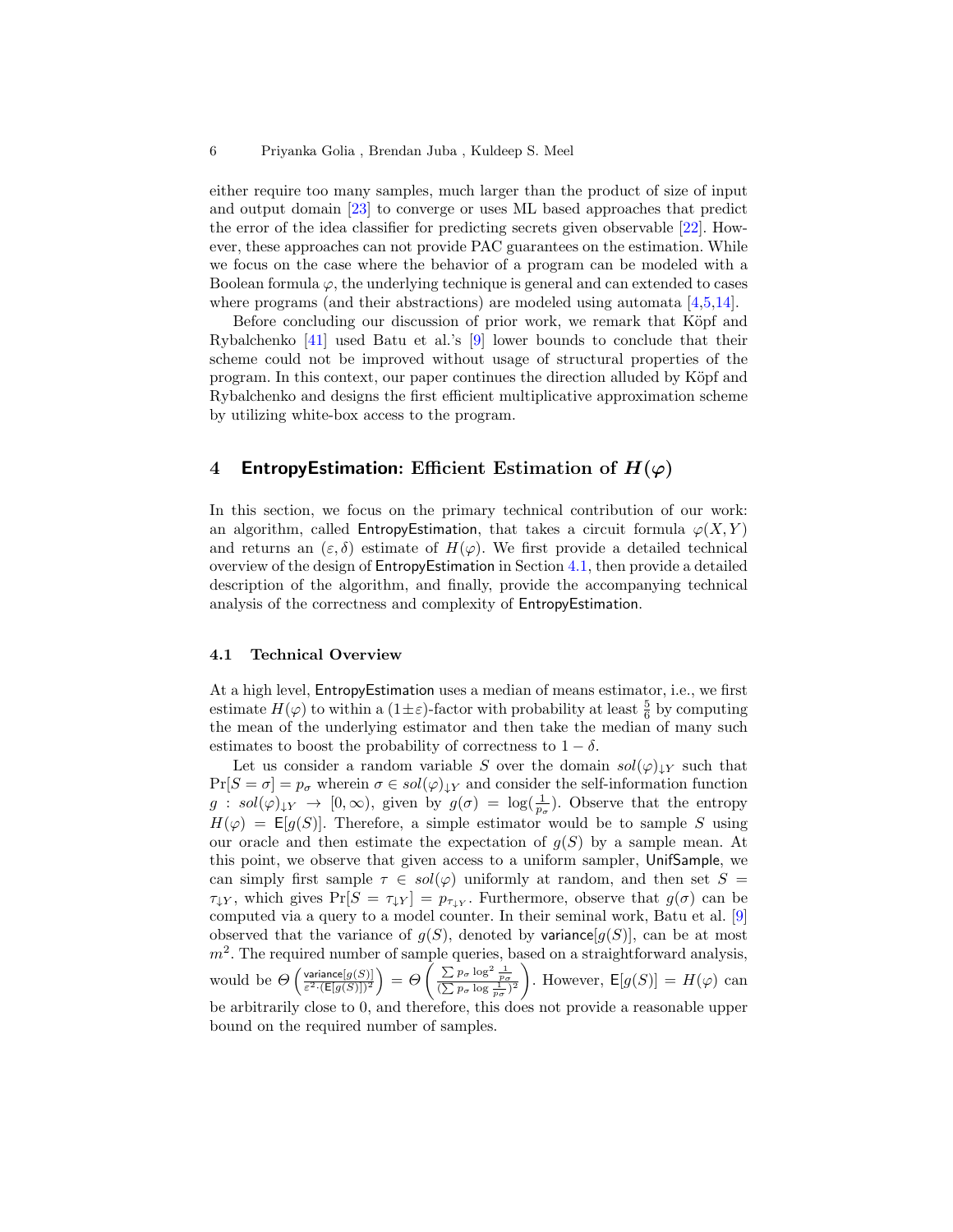either require too many samples, much larger than the product of size of input and output domain [23] to converge or uses ML based approaches that predict the error of the idea classifier for predicting secrets given observable [22]. However, these approaches can not provide PAC guarantees on the estimation. While we focus on the case where the behavior of a program can be modeled with a Boolean formula $\varphi$, the underlying technique is general and can extended to cases where programs (and their abstractions) are modeled using automata [4,5,14].

Before concluding our discussion of prior work, we remark that Köpf and Rybalchenko [41] used Batu et al.'s [9] lower bounds to conclude that their scheme could not be improved without usage of structural properties of the program. In this context, our paper continues the direction alluded by Köpf and Rybalchenko and designs the first efficient multiplicative approximation scheme by utilizing white-box access to the program.

## 4 EntropyEstimation: Efficient Estimation of $H(\varphi)$

In this section, we focus on the primary technical contribution of our work: an algorithm, called EntropyEstimation, that takes a circuit formula $\varphi(X, Y)$ and returns an $(\varepsilon, \delta)$ estimate of $H(\varphi)$. We first provide a detailed technical overview of the design of EntropyEstimation in Section 4.1, then provide a detailed description of the algorithm, and finally, provide the accompanying technical analysis of the correctness and complexity of EntropyEstimation.

### 4.1 Technical Overview

At a high level, EntropyEstimation uses a median of means estimator, i.e., we first estimate $H(\varphi)$ to within a $(1 \pm \varepsilon)$-factor with probability at least $\frac{5}{6}$ by computing the mean of the underlying estimator and then take the median of many such estimates to boost the probability of correctness to $1 - \delta$.

Let us consider a random variable $S$ over the domain $sol(\varphi)_{\downarrow Y}$ such that $\Pr[S = \sigma] = p_\sigma$ wherein $\sigma \in sol(\varphi)_{\downarrow Y}$ and consider the self-information function $g : sol(\varphi)_{\downarrow Y} \rightarrow [0, \infty)$, given by $g(\sigma) = \log(\frac{1}{p_\sigma})$. Observe that the entropy $H(\varphi) = \mathsf{E}[g(S)]$. Therefore, a simple estimator would be to sample $S$ using our oracle and then estimate the expectation of $g(S)$ by a sample mean. At this point, we observe that given access to a uniform sampler, UnifSample, we can simply first sample $\tau \in sol(\varphi)$ uniformly at random, and then set $S = \tau_{\downarrow Y}$, which gives $\Pr[S = \tau_{\downarrow Y}] = p_{\tau_{\downarrow Y}}$. Furthermore, observe that $g(\sigma)$ can be computed via a query to a model counter. In their seminal work, Batu et al. [9] observed that the variance of $g(S)$, denoted by $\mathsf{variance}[g(S)]$, can be at most $m^2$. The required number of sample queries, based on a straightforward analysis, would be $\Theta\left(\frac{\mathsf{variance}[g(S)]}{\varepsilon^2 \cdot (\mathsf{E}[g(S)])^2}\right) = \Theta\left(\frac{\sum p_\sigma \log^2 \frac{1}{p_\sigma}}{(\sum p_\sigma \log \frac{1}{p_\sigma})^2}\right)$. However, $\mathsf{E}[g(S)] = H(\varphi)$ can be arbitrarily close to 0, and therefore, this does not provide a reasonable upper bound on the required number of samples.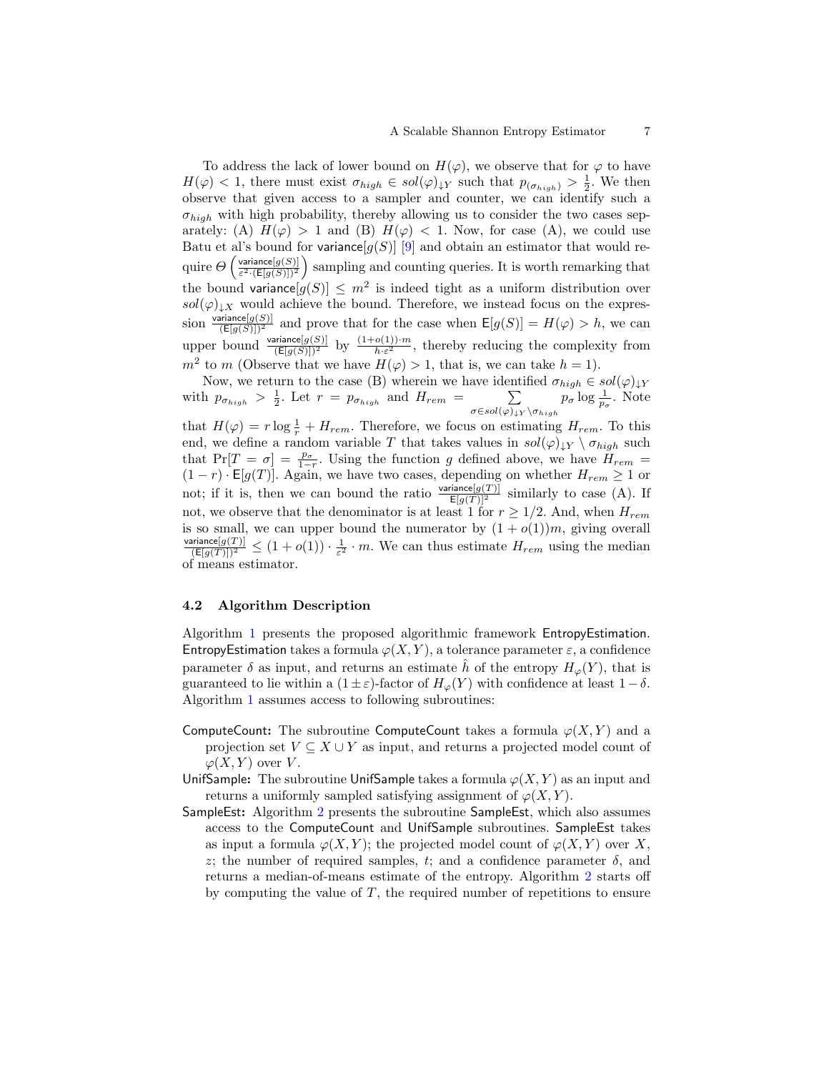To address the lack of lower bound on $H(\varphi)$, we observe that for $\varphi$ to have $H(\varphi) < 1$, there must exist $\sigma_{high} \in sol(\varphi)_{\downarrow Y}$ such that $p_{(\sigma_{high})} > \frac{1}{2}$. We then observe that given access to a sampler and counter, we can identify such a $\sigma_{high}$ with high probability, thereby allowing us to consider the two cases separately: (A) $H(\varphi) > 1$ and (B) $H(\varphi) < 1$. Now, for case (A), we could use Batu et al's bound for $\mathsf{variance}[g(S)]$ [9] and obtain an estimator that would require $\Theta\left(\frac{\mathsf{variance}[g(S)]}{\varepsilon^2 \cdot (\mathsf{E}[g(S)])^2}\right)$ sampling and counting queries. It is worth remarking that the bound $\mathsf{variance}[g(S)] \leq m^2$ is indeed tight as a uniform distribution over $sol(\varphi)_{\downarrow X}$ would achieve the bound. Therefore, we instead focus on the expression $\frac{\mathsf{variance}[g(S)]}{(\mathsf{E}[g(S)])^2}$ and prove that for the case when $\mathsf{E}[g(S)] = H(\varphi) > h$, we can upper bound $\frac{\mathsf{variance}[g(S)]}{(\mathsf{E}[g(S)])^2}$ by $\frac{(1+o(1)) \cdot m}{h \cdot \varepsilon^2}$, thereby reducing the complexity from $m^2$ to $m$ (Observe that we have $H(\varphi) > 1$, that is, we can take $h = 1$).

Now, we return to the case (B) wherein we have identified $\sigma_{high} \in sol(\varphi)_{\downarrow Y}$ with $p_{\sigma_{high}} > \frac{1}{2}$. Let $r = p_{\sigma_{high}}$ and $H_{rem} = \sum_{\sigma \in sol(\varphi)_{\downarrow Y} \setminus \sigma_{high}} p_\sigma \log \frac{1}{p_\sigma}$. Note that $H(\varphi) = r \log \frac{1}{r} + H_{rem}$. Therefore, we focus on estimating $H_{rem}$. To this end, we define a random variable $T$ that takes values in $sol(\varphi)_{\downarrow Y} \setminus \sigma_{high}$ such that $\Pr[T = \sigma] = \frac{p_\sigma}{1-r}$. Using the function $g$ defined above, we have $H_{rem} = (1-r) \cdot \mathsf{E}[g(T)]$. Again, we have two cases, depending on whether $H_{rem} \geq 1$ or not; if it is, then we can bound the ratio $\frac{\mathsf{variance}[g(T)]}{\mathsf{E}[g(T)]^2}$ similarly to case (A). If not, we observe that the denominator is at least 1 for $r \geq 1/2$. And, when $H_{rem}$ is so small, we can upper bound the numerator by $(1 + o(1))m$, giving overall $\frac{\mathsf{variance}[g(T)]}{(\mathsf{E}[g(T)])^2} \leq (1 + o(1)) \cdot \frac{1}{\varepsilon^2} \cdot m$. We can thus estimate $H_{rem}$ using the median of means estimator.

### 4.2 Algorithm Description

Algorithm 1 presents the proposed algorithmic framework EntropyEstimation. EntropyEstimation takes a formula $\varphi(X, Y)$, a tolerance parameter $\varepsilon$, a confidence parameter $\delta$ as input, and returns an estimate $\hat{h}$ of the entropy $H_\varphi(Y)$, that is guaranteed to lie within a $(1 \pm \varepsilon)$-factor of $H_\varphi(Y)$ with confidence at least $1 - \delta$. Algorithm 1 assumes access to following subroutines:

- **ComputeCount:** The subroutine ComputeCount takes a formula $\varphi(X, Y)$ and a projection set $V \subseteq X \cup Y$ as input, and returns a projected model count of $\varphi(X, Y)$ over $V$.
- **UnifSample:** The subroutine UnifSample takes a formula $\varphi(X, Y)$ as an input and returns a uniformly sampled satisfying assignment of $\varphi(X, Y)$.
- **SampleEst:** Algorithm 2 presents the subroutine SampleEst, which also assumes access to the ComputeCount and UnifSample subroutines. SampleEst takes as input a formula $\varphi(X, Y)$; the projected model count of $\varphi(X, Y)$ over $X$, $z$; the number of required samples, $t$; and a confidence parameter $\delta$, and returns a median-of-means estimate of the entropy. Algorithm 2 starts off by computing the value of $T$, the required number of repetitions to ensure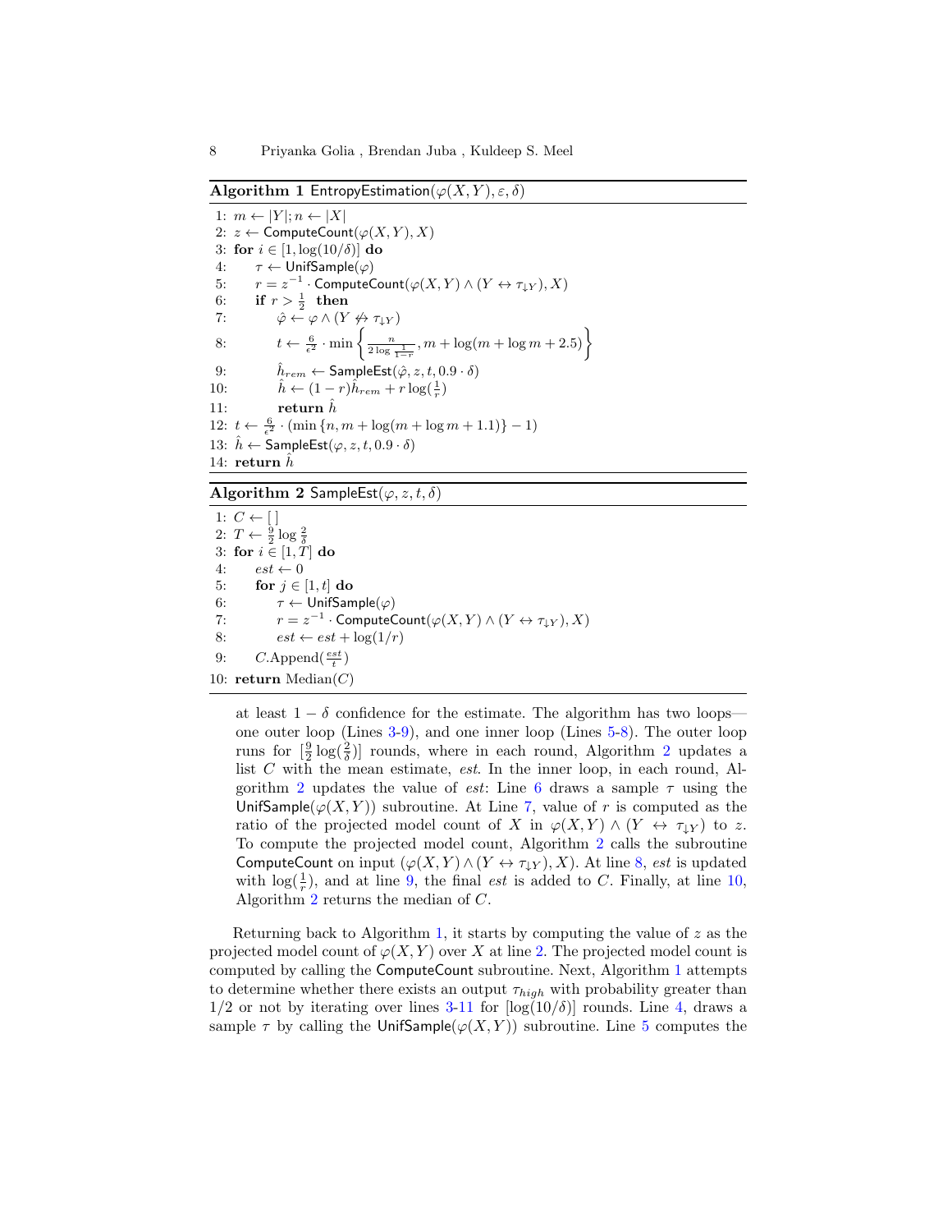**Algorithm 1** EntropyEstimation($\varphi(X,Y), \varepsilon, \delta$)

```
1: m ← |Y|; n ← |X|
2: z ← ComputeCount(φ(X,Y), X)
3: for i ∈ [1, log(10/δ)] do
4:     τ ← UnifSample(φ)
5:     r = z^{-1} · ComputeCount(φ(X,Y) ∧ (Y ↔ τ_{↓Y}), X)
6:     if r > 1/2 then
7:         φ̂ ← φ ∧ (Y ↮ τ_{↓Y})
8:         t ← (6/ε²) · min{ n / (2 log(1/(1−r))), m + log(m + log m + 2.5) }
9:         ĥ_rem ← SampleEst(φ̂, z, t, 0.9 · δ)
10:        ĥ ← (1 − r)ĥ_rem + r log(1/r)
11:        return ĥ
12: t ← (6/ε²) · (min{n, m + log(m + log m + 1.1)} − 1)
13: ĥ ← SampleEst(φ, z, t, 0.9 · δ)
14: return ĥ
```

**Algorithm 2** SampleEst($\varphi, z, t, \delta$)

```
1: C ← [ ]
2: T ← (9/2) log(2/δ)
3: for i ∈ [1, T] do
4:     est ← 0
5:     for j ∈ [1, t] do
6:         τ ← UnifSample(φ)
7:         r = z^{-1} · ComputeCount(φ(X,Y) ∧ (Y ↔ τ_{↓Y}), X)
8:         est ← est + log(1/r)
9:     C.Append(est/t)
10: return Median(C)
```

at least $1-\delta$ confidence for the estimate. The algorithm has two loops—one outer loop (Lines 3-9), and one inner loop (Lines 5-8). The outer loop runs for $[\frac{9}{2}\log(\frac{2}{\delta})]$ rounds, where in each round, Algorithm 2 updates a list $C$ with the mean estimate, *est*. In the inner loop, in each round, Algorithm 2 updates the value of *est*: Line 6 draws a sample $\tau$ using the UnifSample($\varphi(X,Y)$) subroutine. At Line 7, value of $r$ is computed as the ratio of the projected model count of $X$ in $\varphi(X,Y) \wedge (Y \leftrightarrow \tau_{\downarrow Y})$ to $z$. To compute the projected model count, Algorithm 2 calls the subroutine ComputeCount on input $(\varphi(X,Y) \wedge (Y \leftrightarrow \tau_{\downarrow Y}), X)$. At line 8, *est* is updated with $\log(\frac{1}{r})$, and at line 9, the final *est* is added to $C$. Finally, at line 10, Algorithm 2 returns the median of $C$.

Returning back to Algorithm 1, it starts by computing the value of $z$ as the projected model count of $\varphi(X,Y)$ over $X$ at line 2. The projected model count is computed by calling the ComputeCount subroutine. Next, Algorithm 1 attempts to determine whether there exists an output $\tau_{high}$ with probability greater than $1/2$ or not by iterating over lines 3-11 for $[\log(10/\delta)]$ rounds. Line 4, draws a sample $\tau$ by calling the UnifSample($\varphi(X,Y)$) subroutine. Line 5 computes the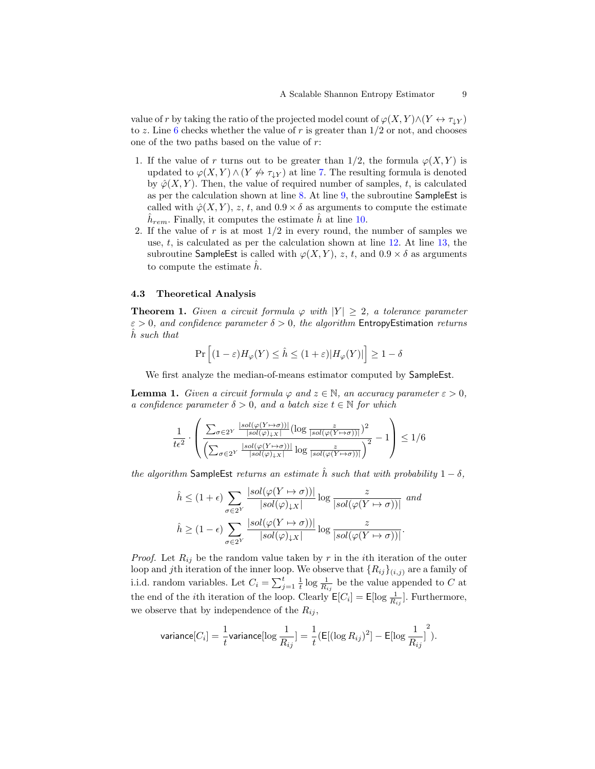value of $r$ by taking the ratio of the projected model count of $\varphi(X,Y) \wedge (Y \leftrightarrow \tau_{\downarrow Y})$ to $z$. Line 6 checks whether the value of $r$ is greater than $1/2$ or not, and chooses one of the two paths based on the value of $r$:

1. If the value of $r$ turns out to be greater than $1/2$, the formula $\varphi(X,Y)$ is updated to $\varphi(X,Y) \wedge (Y \not\leftrightarrow \tau_{\downarrow Y})$ at line 7. The resulting formula is denoted by $\hat{\varphi}(X,Y)$. Then, the value of required number of samples, $t$, is calculated as per the calculation shown at line 8. At line 9, the subroutine SampleEst is called with $\hat{\varphi}(X,Y)$, $z$, $t$, and $0.9 \times \delta$ as arguments to compute the estimate $\hat{h}_{rem}$. Finally, it computes the estimate $\hat{h}$ at line 10.
2. If the value of $r$ is at most $1/2$ in every round, the number of samples we use, $t$, is calculated as per the calculation shown at line 12. At line 13, the subroutine SampleEst is called with $\varphi(X,Y)$, $z$, $t$, and $0.9 \times \delta$ as arguments to compute the estimate $\hat{h}$.

### 4.3 Theoretical Analysis

**Theorem 1.** *Given a circuit formula $\varphi$ with $|Y| \geq 2$, a tolerance parameter $\varepsilon > 0$, and confidence parameter $\delta > 0$, the algorithm* EntropyEstimation *returns $\hat{h}$ such that*

$$\Pr\left[(1-\varepsilon)H_{\varphi}(Y) \leq \hat{h} \leq (1+\varepsilon)|H_{\varphi}(Y)|\right] \geq 1-\delta$$

We first analyze the median-of-means estimator computed by SampleEst.

**Lemma 1.** *Given a circuit formula $\varphi$ and $z \in \mathbb{N}$, an accuracy parameter $\varepsilon > 0$, a confidence parameter $\delta > 0$, and a batch size $t \in \mathbb{N}$ for which*

$$\frac{1}{t\epsilon^2} \cdot \left( \frac{\sum_{\sigma \in 2^Y} \frac{|sol(\varphi(Y\mapsto\sigma))|}{|sol(\varphi)_{\downarrow X}|} (\log \frac{z}{|sol(\varphi(Y\mapsto\sigma))|})^2}{\left(\sum_{\sigma \in 2^Y} \frac{|sol(\varphi(Y\mapsto\sigma))|}{|sol(\varphi)_{\downarrow X}|} \log \frac{z}{|sol(\varphi(Y\mapsto\sigma))|}\right)^2} - 1 \right) \leq 1/6$$

*the algorithm* SampleEst *returns an estimate $\hat{h}$ such that with probability $1-\delta$,*

$$\hat{h} \leq (1+\epsilon) \sum_{\sigma \in 2^Y} \frac{|sol(\varphi(Y \mapsto \sigma))|}{|sol(\varphi)_{\downarrow X}|} \log \frac{z}{|sol(\varphi(Y \mapsto \sigma))|} \text{ and}$$

$$\hat{h} \geq (1-\epsilon) \sum_{\sigma \in 2^Y} \frac{|sol(\varphi(Y \mapsto \sigma))|}{|sol(\varphi)_{\downarrow X}|} \log \frac{z}{|sol(\varphi(Y \mapsto \sigma))|}.$$

*Proof.* Let $R_{ij}$ be the random value taken by $r$ in the $i$th iteration of the outer loop and $j$th iteration of the inner loop. We observe that $\{R_{ij}\}_{(i,j)}$ are a family of i.i.d. random variables. Let $C_i = \sum_{j=1}^{t} \frac{1}{t} \log \frac{1}{R_{ij}}$ be the value appended to $C$ at the end of the $i$th iteration of the loop. Clearly $\mathsf{E}[C_i] = \mathsf{E}[\log \frac{1}{R_{ij}}]$. Furthermore, we observe that by independence of the $R_{ij}$,

$$\mathsf{variance}[C_i] = \frac{1}{t}\mathsf{variance}[\log \frac{1}{R_{ij}}] = \frac{1}{t}(\mathsf{E}[(\log R_{ij})^2] - \mathsf{E}[\log \frac{1}{R_{ij}}]^2).$$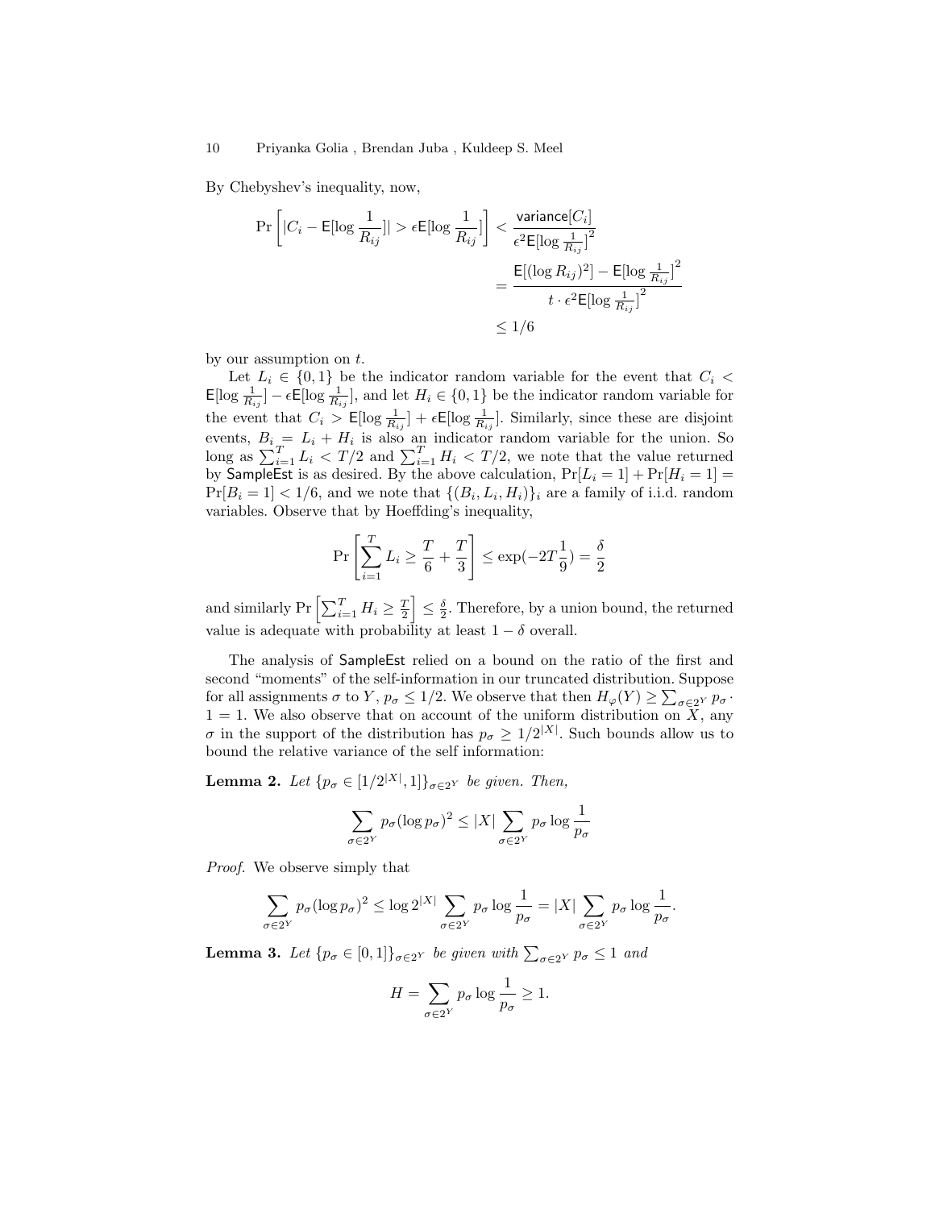By Chebyshev's inequality, now,

$$\Pr\left[|C_i - \mathsf{E}[\log \frac{1}{R_{ij}}]| > \epsilon \mathsf{E}[\log \frac{1}{R_{ij}}]\right] < \frac{\mathsf{variance}[C_i]}{\epsilon^2 \mathsf{E}[\log \frac{1}{R_{ij}}]^2}$$
$$= \frac{\mathsf{E}[(\log R_{ij})^2] - \mathsf{E}[\log \frac{1}{R_{ij}}]^2}{t \cdot \epsilon^2 \mathsf{E}[\log \frac{1}{R_{ij}}]^2}$$
$$\leq 1/6$$

by our assumption on $t$.

Let $L_i \in \{0,1\}$ be the indicator random variable for the event that $C_i < \mathsf{E}[\log \frac{1}{R_{ij}}] - \epsilon \mathsf{E}[\log \frac{1}{R_{ij}}]$, and let $H_i \in \{0,1\}$ be the indicator random variable for the event that $C_i > \mathsf{E}[\log \frac{1}{R_{ij}}] + \epsilon \mathsf{E}[\log \frac{1}{R_{ij}}]$. Similarly, since these are disjoint events, $B_i = L_i + H_i$ is also an indicator random variable for the union. So long as $\sum_{i=1}^{T} L_i < T/2$ and $\sum_{i=1}^{T} H_i < T/2$, we note that the value returned by SampleEst is as desired. By the above calculation, $\Pr[L_i = 1] + \Pr[H_i = 1] = \Pr[B_i = 1] < 1/6$, and we note that $\{(B_i, L_i, H_i)\}_i$ are a family of i.i.d. random variables. Observe that by Hoeffding's inequality,

$$\Pr\left[\sum_{i=1}^{T} L_i \geq \frac{T}{6} + \frac{T}{3}\right] \leq \exp(-2T\frac{1}{9}) = \frac{\delta}{2}$$

and similarly $\Pr\left[\sum_{i=1}^{T} H_i \geq \frac{T}{2}\right] \leq \frac{\delta}{2}$. Therefore, by a union bound, the returned value is adequate with probability at least $1 - \delta$ overall.

The analysis of SampleEst relied on a bound on the ratio of the first and second "moments" of the self-information in our truncated distribution. Suppose for all assignments $\sigma$ to $Y$, $p_\sigma \leq 1/2$. We observe that then $H_\varphi(Y) \geq \sum_{\sigma \in 2^Y} p_\sigma \cdot 1 = 1$. We also observe that on account of the uniform distribution on $X$, any $\sigma$ in the support of the distribution has $p_\sigma \geq 1/2^{|X|}$. Such bounds allow us to bound the relative variance of the self information:

**Lemma 2.** *Let $\{p_\sigma \in [1/2^{|X|}, 1]\}_{\sigma \in 2^Y}$ be given. Then,*

$$\sum_{\sigma \in 2^Y} p_\sigma (\log p_\sigma)^2 \leq |X| \sum_{\sigma \in 2^Y} p_\sigma \log \frac{1}{p_\sigma}$$

*Proof.* We observe simply that

$$\sum_{\sigma \in 2^Y} p_\sigma (\log p_\sigma)^2 \leq \log 2^{|X|} \sum_{\sigma \in 2^Y} p_\sigma \log \frac{1}{p_\sigma} = |X| \sum_{\sigma \in 2^Y} p_\sigma \log \frac{1}{p_\sigma}.$$

**Lemma 3.** *Let $\{p_\sigma \in [0,1]\}_{\sigma \in 2^Y}$ be given with $\sum_{\sigma \in 2^Y} p_\sigma \leq 1$ and*

$$H = \sum_{\sigma \in 2^Y} p_\sigma \log \frac{1}{p_\sigma} \geq 1.$$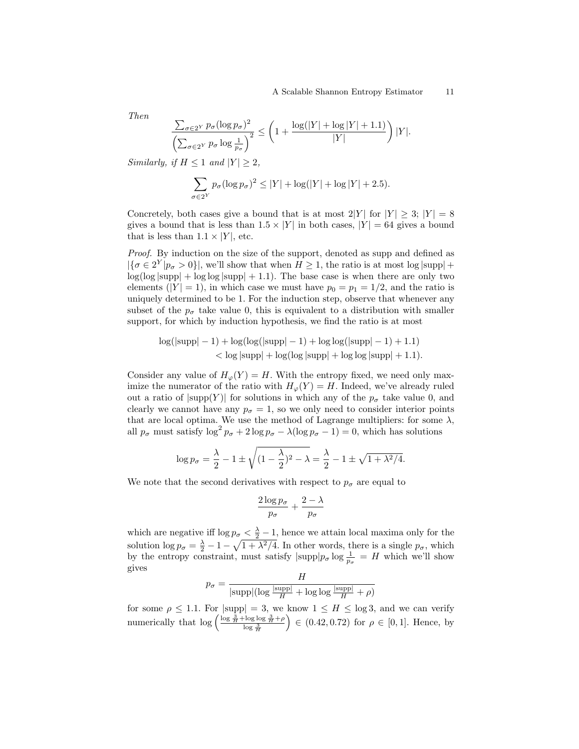*Then*

$$\frac{\sum_{\sigma \in 2^Y} p_\sigma (\log p_\sigma)^2}{\left(\sum_{\sigma \in 2^Y} p_\sigma \log \frac{1}{p_\sigma}\right)^2} \leq \left(1 + \frac{\log(|Y| + \log|Y| + 1.1)}{|Y|}\right)|Y|.$$

*Similarly, if $H \leq 1$ and $|Y| \geq 2$,*

$$\sum_{\sigma \in 2^Y} p_\sigma (\log p_\sigma)^2 \leq |Y| + \log(|Y| + \log|Y| + 2.5).$$

Concretely, both cases give a bound that is at most $2|Y|$ for $|Y| \geq 3$; $|Y| = 8$ gives a bound that is less than $1.5 \times |Y|$ in both cases, $|Y| = 64$ gives a bound that is less than $1.1 \times |Y|$, etc.

*Proof.* By induction on the size of the support, denoted as supp and defined as $|\{\sigma \in 2^Y | p_\sigma > 0\}|$, we'll show that when $H \geq 1$, the ratio is at most $\log|\text{supp}| + \log(\log|\text{supp}| + \log\log|\text{supp}| + 1.1)$. The base case is when there are only two elements ($|Y| = 1$), in which case we must have $p_0 = p_1 = 1/2$, and the ratio is uniquely determined to be 1. For the induction step, observe that whenever any subset of the $p_\sigma$ take value 0, this is equivalent to a distribution with smaller support, for which by induction hypothesis, we find the ratio is at most

$$\begin{aligned}\log(|\text{supp}| - 1) + \log(\log(|\text{supp}| - 1) + \log\log(|\text{supp}| - 1) + 1.1) \\ < \log|\text{supp}| + \log(\log|\text{supp}| + \log\log|\text{supp}| + 1.1).\end{aligned}$$

Consider any value of $H_\varphi(Y) = H$. With the entropy fixed, we need only maximize the numerator of the ratio with $H_\varphi(Y) = H$. Indeed, we've already ruled out a ratio of $|\text{supp}(Y)|$ for solutions in which any of the $p_\sigma$ take value 0, and clearly we cannot have any $p_\sigma = 1$, so we only need to consider interior points that are local optima. We use the method of Lagrange multipliers: for some $\lambda$, all $p_\sigma$ must satisfy $\log^2 p_\sigma + 2\log p_\sigma - \lambda(\log p_\sigma - 1) = 0$, which has solutions

$$\log p_\sigma = \frac{\lambda}{2} - 1 \pm \sqrt{(1 - \frac{\lambda}{2})^2 - \lambda} = \frac{\lambda}{2} - 1 \pm \sqrt{1 + \lambda^2/4}.$$

We note that the second derivatives with respect to $p_\sigma$ are equal to

$$\frac{2\log p_\sigma}{p_\sigma} + \frac{2 - \lambda}{p_\sigma}$$

which are negative iff $\log p_\sigma < \frac{\lambda}{2} - 1$, hence we attain local maxima only for the solution $\log p_\sigma = \frac{\lambda}{2} - 1 - \sqrt{1 + \lambda^2/4}$. In other words, there is a single $p_\sigma$, which by the entropy constraint, must satisfy $|\text{supp}| p_\sigma \log \frac{1}{p_\sigma} = H$ which we'll show gives

$$p_\sigma = \frac{H}{|\text{supp}|(\log \frac{|\text{supp}|}{H} + \log\log \frac{|\text{supp}|}{H} + \rho)}$$

for some $\rho \leq 1.1$. For $|\text{supp}| = 3$, we know $1 \leq H \leq \log 3$, and we can verify numerically that $\log\left(\frac{\log \frac{3}{H} + \log\log \frac{3}{H} + \rho}{\log \frac{3}{H}}\right) \in (0.42, 0.72)$ for $\rho \in [0, 1]$. Hence, by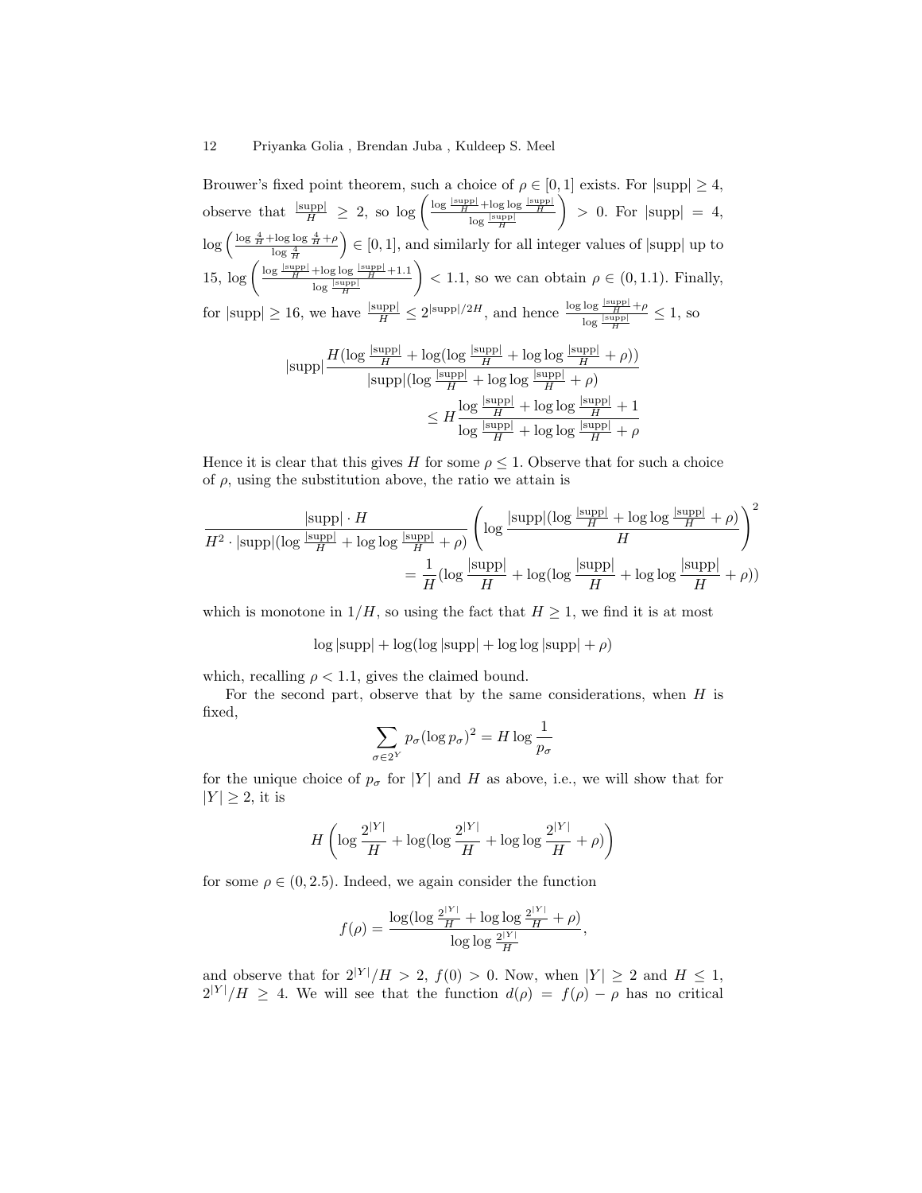Brouwer's fixed point theorem, such a choice of $\rho \in [0,1]$ exists. For $|\text{supp}| \geq 4$, observe that $\frac{|\text{supp}|}{H} \geq 2$, so $\log\left(\frac{\log\frac{|\text{supp}|}{H}+\log\log\frac{|\text{supp}|}{H}}{\log\frac{|\text{supp}|}{H}}\right) > 0$. For $|\text{supp}| = 4$, $\log\left(\frac{\log\frac{4}{H}+\log\log\frac{4}{H}+\rho}{\log\frac{4}{H}}\right) \in [0,1]$, and similarly for all integer values of $|\text{supp}|$ up to 15, $\log\left(\frac{\log\frac{|\text{supp}|}{H}+\log\log\frac{|\text{supp}|}{H}+1.1}{\log\frac{|\text{supp}|}{H}}\right) < 1.1$, so we can obtain $\rho \in (0, 1.1)$. Finally, for $|\text{supp}| \geq 16$, we have $\frac{|\text{supp}|}{H} \leq 2^{|\text{supp}|/2H}$, and hence $\frac{\log\log\frac{|\text{supp}|}{H}+\rho}{\log\frac{|\text{supp}|}{H}} \leq 1$, so

$$
\begin{aligned}
|\text{supp}|\frac{H(\log\frac{|\text{supp}|}{H}+\log(\log\frac{|\text{supp}|}{H}+\log\log\frac{|\text{supp}|}{H}+\rho))}{|\text{supp}|(\log\frac{|\text{supp}|}{H}+\log\log\frac{|\text{supp}|}{H}+\rho)} \\
\leq H\frac{\log\frac{|\text{supp}|}{H}+\log\log\frac{|\text{supp}|}{H}+1}{\log\frac{|\text{supp}|}{H}+\log\log\frac{|\text{supp}|}{H}+\rho}
\end{aligned}
$$

Hence it is clear that this gives $H$ for some $\rho \leq 1$. Observe that for such a choice of $\rho$, using the substitution above, the ratio we attain is

$$
\begin{aligned}
\frac{|\text{supp}|\cdot H}{H^2\cdot|\text{supp}|(\log\frac{|\text{supp}|}{H}+\log\log\frac{|\text{supp}|}{H}+\rho)}\left(\log\frac{|\text{supp}|(\log\frac{|\text{supp}|}{H}+\log\log\frac{|\text{supp}|}{H}+\rho)}{H}\right)^2 \\
= \frac{1}{H}(\log\frac{|\text{supp}|}{H}+\log(\log\frac{|\text{supp}|}{H}+\log\log\frac{|\text{supp}|}{H}+\rho))
\end{aligned}
$$

which is monotone in $1/H$, so using the fact that $H \geq 1$, we find it is at most

$$
\log|\text{supp}|+\log(\log|\text{supp}|+\log\log|\text{supp}|+\rho)
$$

which, recalling $\rho < 1.1$, gives the claimed bound.

For the second part, observe that by the same considerations, when $H$ is fixed,

$$
\sum_{\sigma\in 2^Y} p_\sigma(\log p_\sigma)^2 = H\log\frac{1}{p_\sigma}
$$

for the unique choice of $p_\sigma$ for $|Y|$ and $H$ as above, i.e., we will show that for $|Y| \geq 2$, it is

$$
H\left(\log\frac{2^{|Y|}}{H}+\log(\log\frac{2^{|Y|}}{H}+\log\log\frac{2^{|Y|}}{H}+\rho)\right)
$$

for some $\rho \in (0, 2.5)$. Indeed, we again consider the function

$$
f(\rho) = \frac{\log(\log\frac{2^{|Y|}}{H}+\log\log\frac{2^{|Y|}}{H}+\rho)}{\log\log\frac{2^{|Y|}}{H}},
$$

and observe that for $2^{|Y|}/H > 2$, $f(0) > 0$. Now, when $|Y| \geq 2$ and $H \leq 1$, $2^{|Y|}/H \geq 4$. We will see that the function $d(\rho) = f(\rho) - \rho$ has no critical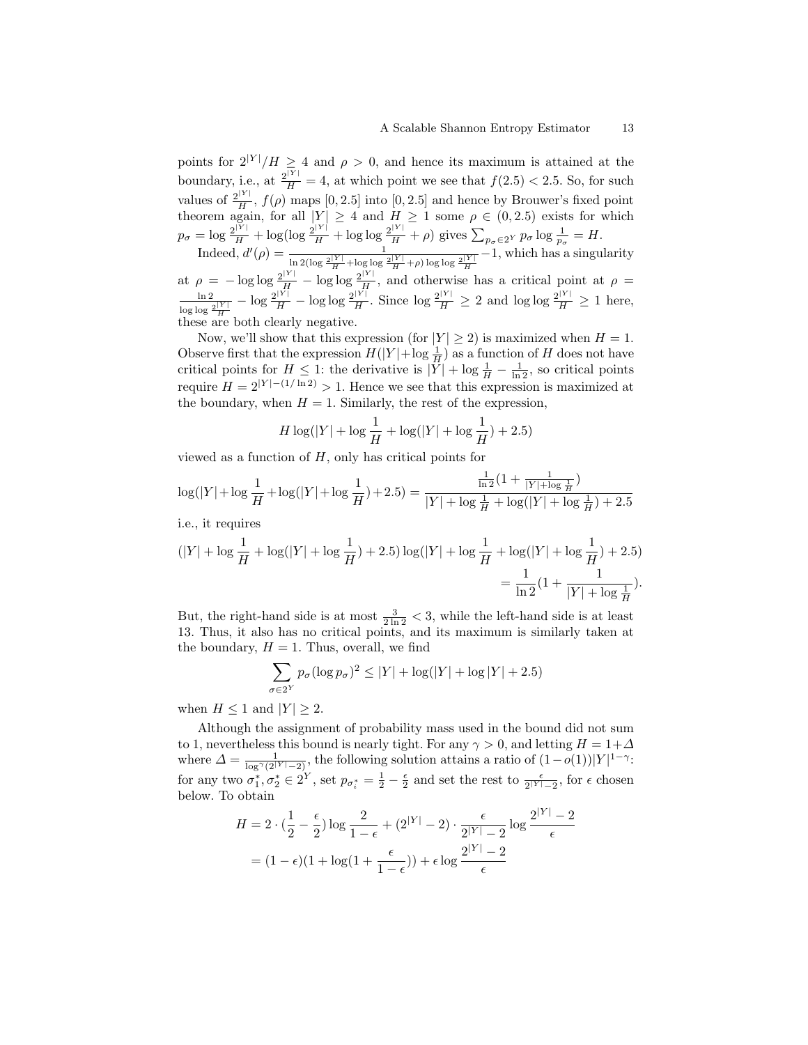points for $2^{|Y|}/H \geq 4$ and $\rho > 0$, and hence its maximum is attained at the boundary, i.e., at $\frac{2^{|Y|}}{H} = 4$, at which point we see that $f(2.5) < 2.5$. So, for such values of $\frac{2^{|Y|}}{H}$, $f(\rho)$ maps $[0, 2.5]$ into $[0, 2.5]$ and hence by Brouwer's fixed point theorem again, for all $|Y| \geq 4$ and $H \geq 1$ some $\rho \in (0, 2.5)$ exists for which $p_\sigma = \log \frac{2^{|Y|}}{H} + \log(\log \frac{2^{|Y|}}{H} + \log\log \frac{2^{|Y|}}{H} + \rho)$ gives $\sum_{p_\sigma \in 2^Y} p_\sigma \log \frac{1}{p_\sigma} = H$.

Indeed, $d'(\rho) = \frac{1}{\ln 2(\log \frac{2^{|Y|}}{H} + \log\log \frac{2^{|Y|}}{H} + \rho)\log\log \frac{2^{|Y|}}{H}} - 1$, which has a singularity at $\rho = -\log\log \frac{2^{|Y|}}{H} - \log\log \frac{2^{|Y|}}{H}$, and otherwise has a critical point at $\rho = \frac{\ln 2}{\log\log \frac{2^{|Y|}}{H}} - \log \frac{2^{|Y|}}{H} - \log\log \frac{2^{|Y|}}{H}$. Since $\log \frac{2^{|Y|}}{H} \geq 2$ and $\log\log \frac{2^{|Y|}}{H} \geq 1$ here, these are both clearly negative.

Now, we'll show that this expression (for $|Y| \geq 2$) is maximized when $H = 1$. Observe first that the expression $H(|Y| + \log \frac{1}{H})$ as a function of $H$ does not have critical points for $H \leq 1$: the derivative is $|Y| + \log \frac{1}{H} - \frac{1}{\ln 2}$, so critical points require $H = 2^{|Y| - (1/\ln 2)} > 1$. Hence we see that this expression is maximized at the boundary, when $H = 1$. Similarly, the rest of the expression,

$$H \log(|Y| + \log \frac{1}{H} + \log(|Y| + \log \frac{1}{H}) + 2.5)$$

viewed as a function of $H$, only has critical points for

$$\log(|Y| + \log \frac{1}{H} + \log(|Y| + \log \frac{1}{H}) + 2.5) = \frac{\frac{1}{\ln 2}(1 + \frac{1}{|Y| + \log \frac{1}{H}})}{|Y| + \log \frac{1}{H} + \log(|Y| + \log \frac{1}{H}) + 2.5}$$

i.e., it requires

$$(|Y| + \log \frac{1}{H} + \log(|Y| + \log \frac{1}{H}) + 2.5)\log(|Y| + \log \frac{1}{H} + \log(|Y| + \log \frac{1}{H}) + 2.5) = \frac{1}{\ln 2}(1 + \frac{1}{|Y| + \log \frac{1}{H}}).$$

But, the right-hand side is at most $\frac{3}{2\ln 2} < 3$, while the left-hand side is at least 13. Thus, it also has no critical points, and its maximum is similarly taken at the boundary, $H = 1$. Thus, overall, we find

$$\sum_{\sigma \in 2^Y} p_\sigma (\log p_\sigma)^2 \leq |Y| + \log(|Y| + \log |Y| + 2.5)$$

when $H \leq 1$ and $|Y| \geq 2$.

Although the assignment of probability mass used in the bound did not sum to 1, nevertheless this bound is nearly tight. For any $\gamma > 0$, and letting $H = 1 + \Delta$ where $\Delta = \frac{1}{\log^\gamma(2^{|Y|} - 2)}$, the following solution attains a ratio of $(1 - o(1))|Y|^{1-\gamma}$: for any two $\sigma_1^*, \sigma_2^* \in 2^Y$, set $p_{\sigma_i^*} = \frac{1}{2} - \frac{\epsilon}{2}$ and set the rest to $\frac{\epsilon}{2^{|Y|} - 2}$, for $\epsilon$ chosen below. To obtain

$$\begin{aligned} H &= 2 \cdot (\frac{1}{2} - \frac{\epsilon}{2}) \log \frac{2}{1 - \epsilon} + (2^{|Y|} - 2) \cdot \frac{\epsilon}{2^{|Y|} - 2} \log \frac{2^{|Y|} - 2}{\epsilon} \\ &= (1 - \epsilon)(1 + \log(1 + \frac{\epsilon}{1 - \epsilon})) + \epsilon \log \frac{2^{|Y|} - 2}{\epsilon} \end{aligned}$$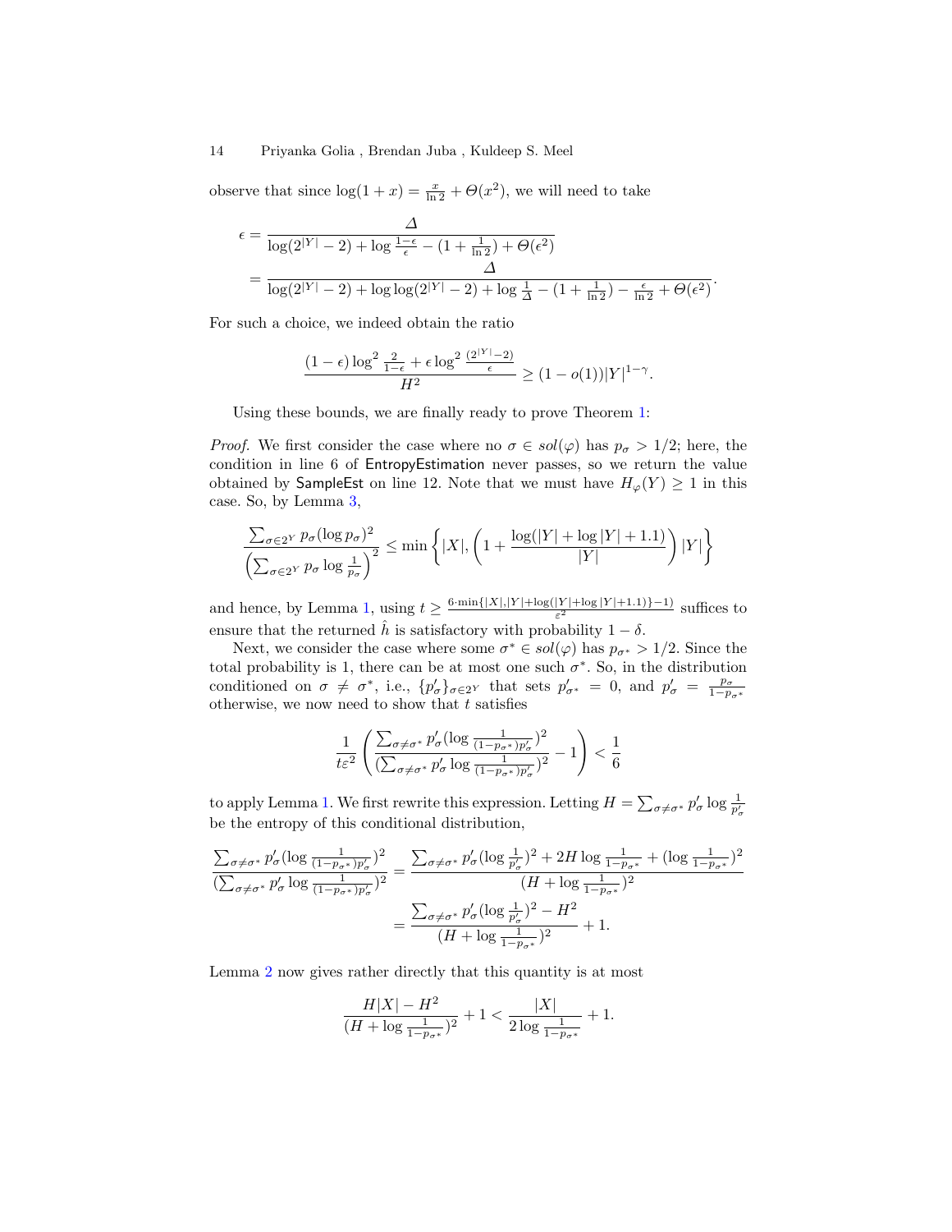observe that since $\log(1+x) = \frac{x}{\ln 2} + \Theta(x^2)$, we will need to take

$$
\begin{aligned}
\epsilon &= \frac{\Delta}{\log(2^{|Y|}-2) + \log\frac{1-\epsilon}{\epsilon} - (1+\frac{1}{\ln 2}) + \Theta(\epsilon^2)} \\
&= \frac{\Delta}{\log(2^{|Y|}-2) + \log\log(2^{|Y|}-2) + \log\frac{1}{\Delta} - (1+\frac{1}{\ln 2}) - \frac{\epsilon}{\ln 2} + \Theta(\epsilon^2)}.
\end{aligned}
$$

For such a choice, we indeed obtain the ratio

$$
\frac{(1-\epsilon)\log^2\frac{2}{1-\epsilon} + \epsilon\log^2\frac{(2^{|Y|}-2)}{\epsilon}}{H^2} \geq (1-o(1))|Y|^{1-\gamma}.
$$

Using these bounds, we are finally ready to prove Theorem 1:

*Proof.* We first consider the case where no $\sigma \in sol(\varphi)$ has $p_\sigma > 1/2$; here, the condition in line 6 of EntropyEstimation never passes, so we return the value obtained by SampleEst on line 12. Note that we must have $H_\varphi(Y) \geq 1$ in this case. So, by Lemma 3,

$$
\frac{\sum_{\sigma\in 2^Y} p_\sigma(\log p_\sigma)^2}{\left(\sum_{\sigma\in 2^Y} p_\sigma \log\frac{1}{p_\sigma}\right)^2} \leq \min\left\{|X|, \left(1+\frac{\log(|Y|+\log|Y|+1.1)}{|Y|}\right)|Y|\right\}
$$

and hence, by Lemma 1, using $t \geq \frac{6\cdot\min\{|X|,|Y|+\log(|Y|+\log|Y|+1.1)\}-1)}{\varepsilon^2}$ suffices to ensure that the returned $\hat{h}$ is satisfactory with probability $1-\delta$.

Next, we consider the case where some $\sigma^* \in sol(\varphi)$ has $p_{\sigma^*} > 1/2$. Since the total probability is 1, there can be at most one such $\sigma^*$. So, in the distribution conditioned on $\sigma \neq \sigma^*$, i.e., $\{p'_\sigma\}_{\sigma\in 2^Y}$ that sets $p'_{\sigma^*} = 0$, and $p'_\sigma = \frac{p_\sigma}{1-p_{\sigma^*}}$ otherwise, we now need to show that $t$ satisfies

$$
\frac{1}{t\varepsilon^2}\left(\frac{\sum_{\sigma\neq\sigma^*} p'_\sigma(\log\frac{1}{(1-p_{\sigma^*})p'_\sigma})^2}{(\sum_{\sigma\neq\sigma^*} p'_\sigma\log\frac{1}{(1-p_{\sigma^*})p'_\sigma})^2} - 1\right) < \frac{1}{6}
$$

to apply Lemma 1. We first rewrite this expression. Letting $H = \sum_{\sigma\neq\sigma^*} p'_\sigma \log\frac{1}{p'_\sigma}$ be the entropy of this conditional distribution,

$$
\begin{aligned}
\frac{\sum_{\sigma\neq\sigma^*} p'_\sigma(\log\frac{1}{(1-p_{\sigma^*})p'_\sigma})^2}{(\sum_{\sigma\neq\sigma^*} p'_\sigma\log\frac{1}{(1-p_{\sigma^*})p'_\sigma})^2} &= \frac{\sum_{\sigma\neq\sigma^*} p'_\sigma(\log\frac{1}{p'_\sigma})^2 + 2H\log\frac{1}{1-p_{\sigma^*}} + (\log\frac{1}{1-p_{\sigma^*}})^2}{(H+\log\frac{1}{1-p_{\sigma^*}})^2} \\
&= \frac{\sum_{\sigma\neq\sigma^*} p'_\sigma(\log\frac{1}{p'_\sigma})^2 - H^2}{(H+\log\frac{1}{1-p_{\sigma^*}})^2} + 1.
\end{aligned}
$$

Lemma 2 now gives rather directly that this quantity is at most

$$
\frac{H|X| - H^2}{(H+\log\frac{1}{1-p_{\sigma^*}})^2} + 1 < \frac{|X|}{2\log\frac{1}{1-p_{\sigma^*}}} + 1.
$$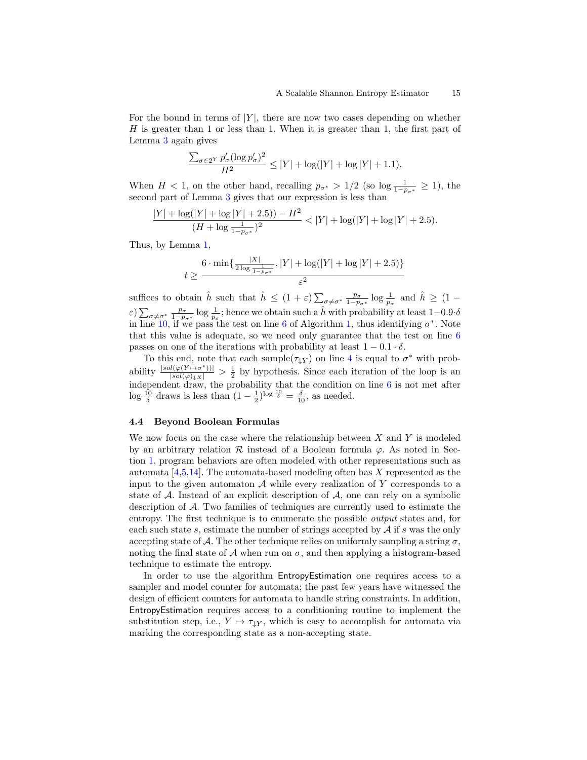For the bound in terms of $|Y|$, there are now two cases depending on whether $H$ is greater than 1 or less than 1. When it is greater than 1, the first part of Lemma 3 again gives

$$\frac{\sum_{\sigma \in 2^Y} p'_\sigma (\log p'_\sigma)^2}{H^2} \leq |Y| + \log(|Y| + \log|Y| + 1.1).$$

When $H < 1$, on the other hand, recalling $p_{\sigma^*} > 1/2$ (so $\log \frac{1}{1-p_{\sigma^*}} \geq 1$), the second part of Lemma 3 gives that our expression is less than

$$\frac{|Y| + \log(|Y| + \log|Y| + 2.5)) - H^2}{(H + \log \frac{1}{1-p_{\sigma^*}})^2} < |Y| + \log(|Y| + \log|Y| + 2.5).$$

Thus, by Lemma 1,

$$t \geq \frac{6 \cdot \min\{\frac{|X|}{2\log\frac{1}{1-p_{\sigma^*}}}, |Y| + \log(|Y| + \log|Y| + 2.5)\}}{\varepsilon^2}$$

suffices to obtain $\hat{h}$ such that $\hat{h} \leq (1+\varepsilon)\sum_{\sigma \neq \sigma^*} \frac{p_\sigma}{1-p_{\sigma^*}} \log \frac{1}{p_\sigma}$ and $\hat{h} \geq (1-\varepsilon)\sum_{\sigma \neq \sigma^*} \frac{p_\sigma}{1-p_{\sigma^*}} \log \frac{1}{p_\sigma}$; hence we obtain such a $\hat{h}$ with probability at least $1-0.9\cdot\delta$ in line 10, if we pass the test on line 6 of Algorithm 1, thus identifying $\sigma^*$. Note that this value is adequate, so we need only guarantee that the test on line 6 passes on one of the iterations with probability at least $1 - 0.1 \cdot \delta$.

To this end, note that each sample$(\tau_{\downarrow Y})$ on line 4 is equal to $\sigma^*$ with probability $\frac{|sol(\varphi(Y \mapsto \sigma^*))|}{|sol(\varphi)_{\downarrow X}|} > \frac{1}{2}$ by hypothesis. Since each iteration of the loop is an independent draw, the probability that the condition on line 6 is not met after $\log \frac{10}{\delta}$ draws is less than $(1-\frac{1}{2})^{\log \frac{10}{\delta}} = \frac{\delta}{10}$, as needed.

### 4.4 Beyond Boolean Formulas

We now focus on the case where the relationship between $X$ and $Y$ is modeled by an arbitrary relation $\mathcal{R}$ instead of a Boolean formula $\varphi$. As noted in Section 1, program behaviors are often modeled with other representations such as automata [4,5,14]. The automata-based modeling often has $X$ represented as the input to the given automaton $\mathcal{A}$ while every realization of $Y$ corresponds to a state of $\mathcal{A}$. Instead of an explicit description of $\mathcal{A}$, one can rely on a symbolic description of $\mathcal{A}$. Two families of techniques are currently used to estimate the entropy. The first technique is to enumerate the possible *output* states and, for each such state $s$, estimate the number of strings accepted by $\mathcal{A}$ if $s$ was the only accepting state of $\mathcal{A}$. The other technique relies on uniformly sampling a string $\sigma$, noting the final state of $\mathcal{A}$ when run on $\sigma$, and then applying a histogram-based technique to estimate the entropy.

In order to use the algorithm EntropyEstimation one requires access to a sampler and model counter for automata; the past few years have witnessed the design of efficient counters for automata to handle string constraints. In addition, EntropyEstimation requires access to a conditioning routine to implement the substitution step, i.e., $Y \mapsto \tau_{\downarrow Y}$, which is easy to accomplish for automata via marking the corresponding state as a non-accepting state.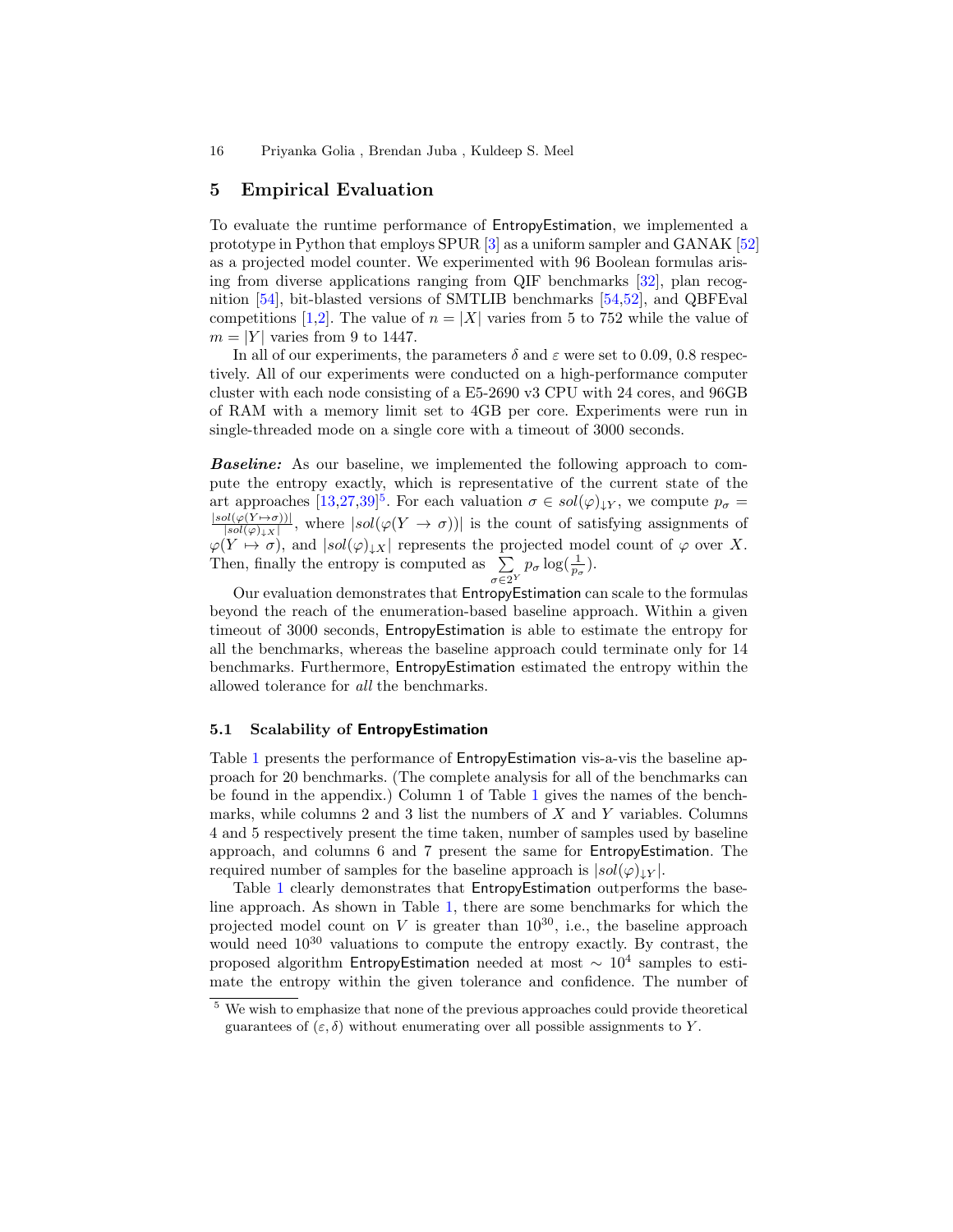## 5 Empirical Evaluation

To evaluate the runtime performance of EntropyEstimation, we implemented a prototype in Python that employs SPUR [3] as a uniform sampler and GANAK [52] as a projected model counter. We experimented with 96 Boolean formulas arising from diverse applications ranging from QIF benchmarks [32], plan recognition [54], bit-blasted versions of SMTLIB benchmarks [54,52], and QBFEval competitions [1,2]. The value of $n = |X|$ varies from 5 to 752 while the value of $m = |Y|$ varies from 9 to 1447.

In all of our experiments, the parameters $\delta$ and $\varepsilon$ were set to 0.09, 0.8 respectively. All of our experiments were conducted on a high-performance computer cluster with each node consisting of a E5-2690 v3 CPU with 24 cores, and 96GB of RAM with a memory limit set to 4GB per core. Experiments were run in single-threaded mode on a single core with a timeout of 3000 seconds.

***Baseline:*** As our baseline, we implemented the following approach to compute the entropy exactly, which is representative of the current state of the art approaches [13,27,39][5]. For each valuation $\sigma \in sol(\varphi)_{\downarrow Y}$, we compute $p_\sigma = \frac{|sol(\varphi(Y \mapsto \sigma))|}{|sol(\varphi)_{\downarrow X}|}$, where $|sol(\varphi(Y \rightarrow \sigma))|$ is the count of satisfying assignments of $\varphi(Y \mapsto \sigma)$, and $|sol(\varphi)_{\downarrow X}|$ represents the projected model count of $\varphi$ over $X$. Then, finally the entropy is computed as $\sum_{\sigma \in 2^Y} p_\sigma \log(\frac{1}{p_\sigma})$.

Our evaluation demonstrates that EntropyEstimation can scale to the formulas beyond the reach of the enumeration-based baseline approach. Within a given timeout of 3000 seconds, EntropyEstimation is able to estimate the entropy for all the benchmarks, whereas the baseline approach could terminate only for 14 benchmarks. Furthermore, EntropyEstimation estimated the entropy within the allowed tolerance for *all* the benchmarks.

### 5.1 Scalability of EntropyEstimation

Table 1 presents the performance of EntropyEstimation vis-a-vis the baseline approach for 20 benchmarks. (The complete analysis for all of the benchmarks can be found in the appendix.) Column 1 of Table 1 gives the names of the benchmarks, while columns 2 and 3 list the numbers of $X$ and $Y$ variables. Columns 4 and 5 respectively present the time taken, number of samples used by baseline approach, and columns 6 and 7 present the same for EntropyEstimation. The required number of samples for the baseline approach is $|sol(\varphi)_{\downarrow Y}|$.

Table 1 clearly demonstrates that EntropyEstimation outperforms the baseline approach. As shown in Table 1, there are some benchmarks for which the projected model count on $V$ is greater than $10^{30}$, i.e., the baseline approach would need $10^{30}$ valuations to compute the entropy exactly. By contrast, the proposed algorithm EntropyEstimation needed at most $\sim 10^4$ samples to estimate the entropy within the given tolerance and confidence. The number of

[5] We wish to emphasize that none of the previous approaches could provide theoretical guarantees of $(\varepsilon, \delta)$ without enumerating over all possible assignments to $Y$.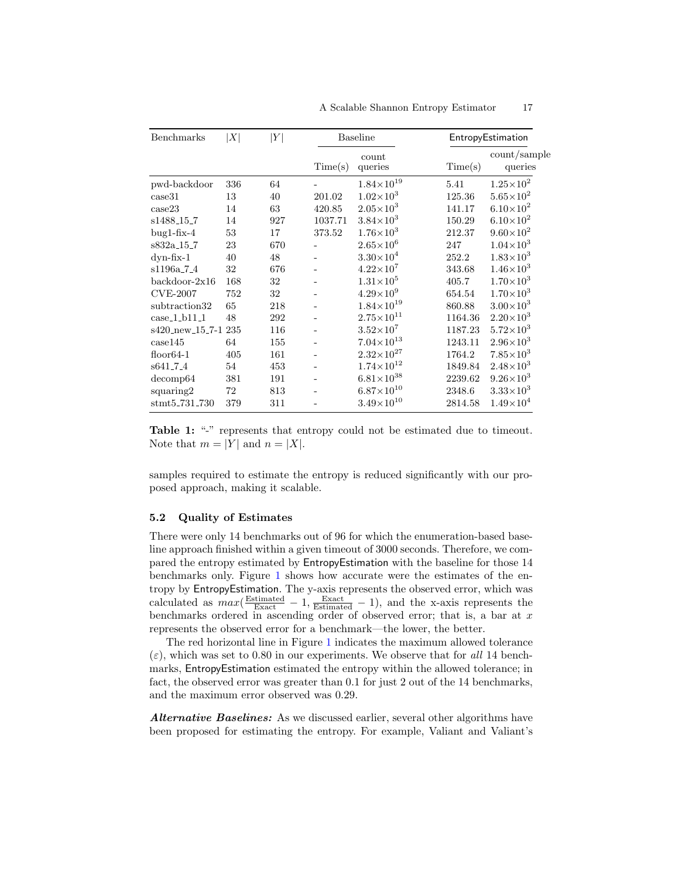| Benchmarks | $\|X\|$ | $\|Y\|$ | Baseline | | EntropyEstimation | |
|---|---|---|---|---|---|---|
| | | | Time(s) | count queries | Time(s) | count/sample queries |
| pwd-backdoor | 336 | 64 | - | $1.84\times10^{19}$ | 5.41 | $1.25\times10^{2}$ |
| case31 | 13 | 40 | 201.02 | $1.02\times10^{3}$ | 125.36 | $5.65\times10^{2}$ |
| case23 | 14 | 63 | 420.85 | $2.05\times10^{3}$ | 141.17 | $6.10\times10^{2}$ |
| s1488_15_7 | 14 | 927 | 1037.71 | $3.84\times10^{3}$ | 150.29 | $6.10\times10^{2}$ |
| bug1-fix-4 | 53 | 17 | 373.52 | $1.76\times10^{3}$ | 212.37 | $9.60\times10^{2}$ |
| s832a_15_7 | 23 | 670 | - | $2.65\times10^{6}$ | 247 | $1.04\times10^{3}$ |
| dyn-fix-1 | 40 | 48 | - | $3.30\times10^{4}$ | 252.2 | $1.83\times10^{3}$ |
| s1196a_7_4 | 32 | 676 | - | $4.22\times10^{7}$ | 343.68 | $1.46\times10^{3}$ |
| backdoor-2x16 | 168 | 32 | - | $1.31\times10^{5}$ | 405.7 | $1.70\times10^{3}$ |
| CVE-2007 | 752 | 32 | - | $4.29\times10^{9}$ | 654.54 | $1.70\times10^{3}$ |
| subtraction32 | 65 | 218 | - | $1.84\times10^{19}$ | 860.88 | $3.00\times10^{3}$ |
| case_1_b11_1 | 48 | 292 | - | $2.75\times10^{11}$ | 1164.36 | $2.20\times10^{3}$ |
| s420_new_15_7-1 | 235 | 116 | - | $3.52\times10^{7}$ | 1187.23 | $5.72\times10^{3}$ |
| case145 | 64 | 155 | - | $7.04\times10^{13}$ | 1243.11 | $2.96\times10^{3}$ |
| floor64-1 | 405 | 161 | - | $2.32\times10^{27}$ | 1764.2 | $7.85\times10^{3}$ |
| s641_7_4 | 54 | 453 | - | $1.74\times10^{12}$ | 1849.84 | $2.48\times10^{3}$ |
| decomp64 | 381 | 191 | - | $6.81\times10^{38}$ | 2239.62 | $9.26\times10^{3}$ |
| squaring2 | 72 | 813 | - | $6.87\times10^{10}$ | 2348.6 | $3.33\times10^{3}$ |
| stmt5_731_730 | 379 | 311 | - | $3.49\times10^{10}$ | 2814.58 | $1.49\times10^{4}$ |

**Table 1:** "-" represents that entropy could not be estimated due to timeout. Note that $m = |Y|$ and $n = |X|$.

samples required to estimate the entropy is reduced significantly with our proposed approach, making it scalable.

### 5.2 Quality of Estimates

There were only 14 benchmarks out of 96 for which the enumeration-based baseline approach finished within a given timeout of 3000 seconds. Therefore, we compared the entropy estimated by EntropyEstimation with the baseline for those 14 benchmarks only. Figure 1 shows how accurate were the estimates of the entropy by EntropyEstimation. The y-axis represents the observed error, which was calculated as $max(\frac{\text{Estimated}}{\text{Exact}} - 1, \frac{\text{Exact}}{\text{Estimated}} - 1)$, and the x-axis represents the benchmarks ordered in ascending order of observed error; that is, a bar at $x$ represents the observed error for a benchmark—the lower, the better.

The red horizontal line in Figure 1 indicates the maximum allowed tolerance ($\varepsilon$), which was set to 0.80 in our experiments. We observe that for *all* 14 benchmarks, EntropyEstimation estimated the entropy within the allowed tolerance; in fact, the observed error was greater than 0.1 for just 2 out of the 14 benchmarks, and the maximum error observed was 0.29.

***Alternative Baselines:*** As we discussed earlier, several other algorithms have been proposed for estimating the entropy. For example, Valiant and Valiant's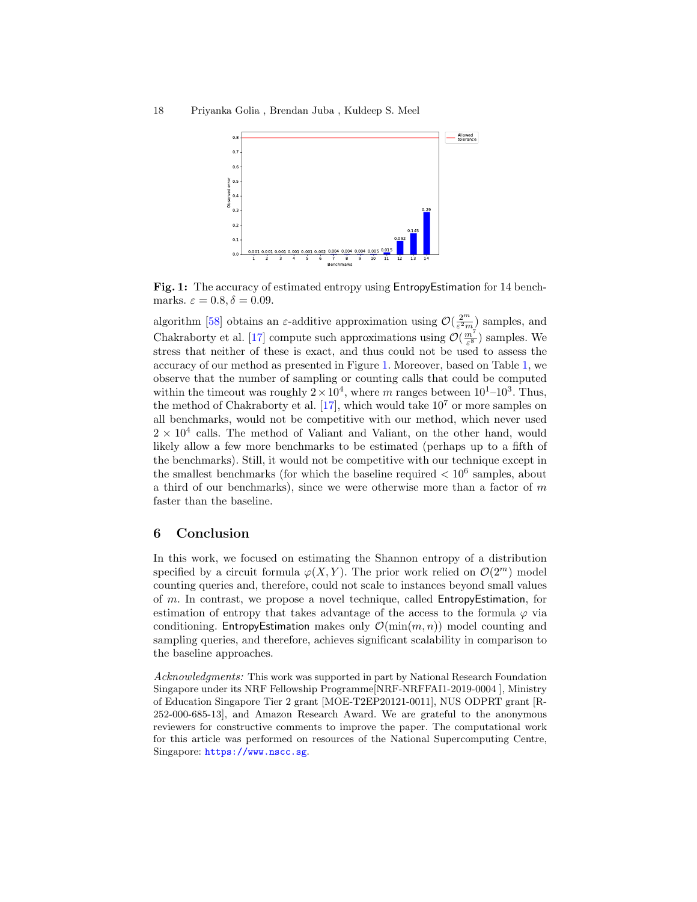**Fig. 1:** The accuracy of estimated entropy using EntropyEstimation for 14 benchmarks. $\varepsilon = 0.8, \delta = 0.09$.

algorithm [58] obtains an $\varepsilon$-additive approximation using $\mathcal{O}(\frac{2^m}{\varepsilon^2 m})$ samples, and Chakraborty et al. [17] compute such approximations using $\mathcal{O}(\frac{m^7}{\varepsilon^8})$ samples. We stress that neither of these is exact, and thus could not be used to assess the accuracy of our method as presented in Figure 1. Moreover, based on Table 1, we observe that the number of sampling or counting calls that could be computed within the timeout was roughly $2 \times 10^4$, where $m$ ranges between $10^1$–$10^3$. Thus, the method of Chakraborty et al. [17], which would take $10^7$ or more samples on all benchmarks, would not be competitive with our method, which never used $2 \times 10^4$ calls. The method of Valiant and Valiant, on the other hand, would likely allow a few more benchmarks to be estimated (perhaps up to a fifth of the benchmarks). Still, it would not be competitive with our technique except in the smallest benchmarks (for which the baseline required $< 10^6$ samples, about a third of our benchmarks), since we were otherwise more than a factor of $m$ faster than the baseline.

## 6 Conclusion

In this work, we focused on estimating the Shannon entropy of a distribution specified by a circuit formula $\varphi(X, Y)$. The prior work relied on $\mathcal{O}(2^m)$ model counting queries and, therefore, could not scale to instances beyond small values of $m$. In contrast, we propose a novel technique, called EntropyEstimation, for estimation of entropy that takes advantage of the access to the formula $\varphi$ via conditioning. EntropyEstimation makes only $\mathcal{O}(\min(m, n))$ model counting and sampling queries, and therefore, achieves significant scalability in comparison to the baseline approaches.

*Acknowledgments:* This work was supported in part by National Research Foundation Singapore under its NRF Fellowship Programme[NRF-NRFFAI1-2019-0004 ], Ministry of Education Singapore Tier 2 grant [MOE-T2EP20121-0011], NUS ODPRT grant [R-252-000-685-13], and Amazon Research Award. We are grateful to the anonymous reviewers for constructive comments to improve the paper. The computational work for this article was performed on resources of the National Supercomputing Centre, Singapore: https://www.nscc.sg.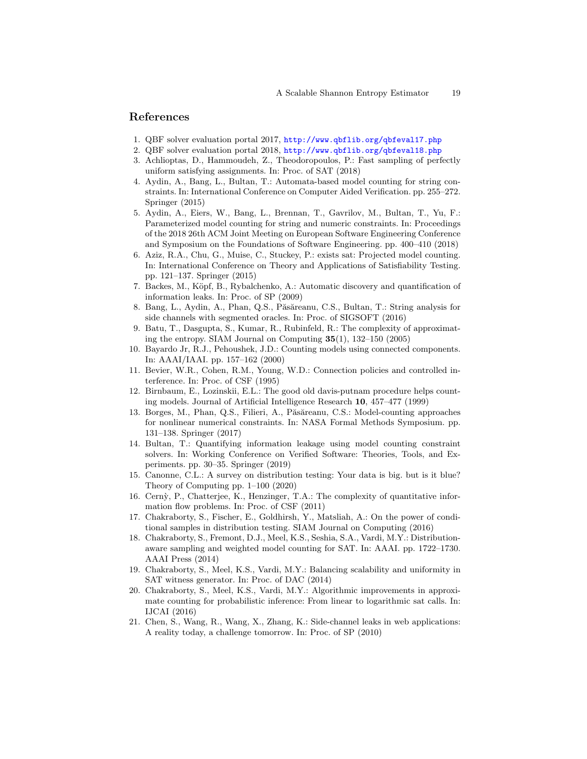## References

1. QBF solver evaluation portal 2017, http://www.qbflib.org/qbfeval17.php
2. QBF solver evaluation portal 2018, http://www.qbflib.org/qbfeval18.php
3. Achlioptas, D., Hammoudeh, Z., Theodoropoulos, P.: Fast sampling of perfectly uniform satisfying assignments. In: Proc. of SAT (2018)
4. Aydin, A., Bang, L., Bultan, T.: Automata-based model counting for string constraints. In: International Conference on Computer Aided Verification. pp. 255–272. Springer (2015)
5. Aydin, A., Eiers, W., Bang, L., Brennan, T., Gavrilov, M., Bultan, T., Yu, F.: Parameterized model counting for string and numeric constraints. In: Proceedings of the 2018 26th ACM Joint Meeting on European Software Engineering Conference and Symposium on the Foundations of Software Engineering. pp. 400–410 (2018)
6. Aziz, R.A., Chu, G., Muise, C., Stuckey, P.: exists sat: Projected model counting. In: International Conference on Theory and Applications of Satisfiability Testing. pp. 121–137. Springer (2015)
7. Backes, M., Köpf, B., Rybalchenko, A.: Automatic discovery and quantification of information leaks. In: Proc. of SP (2009)
8. Bang, L., Aydin, A., Phan, Q.S., Păsăreanu, C.S., Bultan, T.: String analysis for side channels with segmented oracles. In: Proc. of SIGSOFT (2016)
9. Batu, T., Dasgupta, S., Kumar, R., Rubinfeld, R.: The complexity of approximating the entropy. SIAM Journal on Computing **35**(1), 132–150 (2005)
10. Bayardo Jr, R.J., Pehoushek, J.D.: Counting models using connected components. In: AAAI/IAAI. pp. 157–162 (2000)
11. Bevier, W.R., Cohen, R.M., Young, W.D.: Connection policies and controlled interference. In: Proc. of CSF (1995)
12. Birnbaum, E., Lozinskii, E.L.: The good old davis-putnam procedure helps counting models. Journal of Artificial Intelligence Research **10**, 457–477 (1999)
13. Borges, M., Phan, Q.S., Filieri, A., Păsăreanu, C.S.: Model-counting approaches for nonlinear numerical constraints. In: NASA Formal Methods Symposium. pp. 131–138. Springer (2017)
14. Bultan, T.: Quantifying information leakage using model counting constraint solvers. In: Working Conference on Verified Software: Theories, Tools, and Experiments. pp. 30–35. Springer (2019)
15. Canonne, C.L.: A survey on distribution testing: Your data is big. but is it blue? Theory of Computing pp. 1–100 (2020)
16. Cernỳ, P., Chatterjee, K., Henzinger, T.A.: The complexity of quantitative information flow problems. In: Proc. of CSF (2011)
17. Chakraborty, S., Fischer, E., Goldhirsh, Y., Matsliah, A.: On the power of conditional samples in distribution testing. SIAM Journal on Computing (2016)
18. Chakraborty, S., Fremont, D.J., Meel, K.S., Seshia, S.A., Vardi, M.Y.: Distribution-aware sampling and weighted model counting for SAT. In: AAAI. pp. 1722–1730. AAAI Press (2014)
19. Chakraborty, S., Meel, K.S., Vardi, M.Y.: Balancing scalability and uniformity in SAT witness generator. In: Proc. of DAC (2014)
20. Chakraborty, S., Meel, K.S., Vardi, M.Y.: Algorithmic improvements in approximate counting for probabilistic inference: From linear to logarithmic sat calls. In: IJCAI (2016)
21. Chen, S., Wang, R., Wang, X., Zhang, K.: Side-channel leaks in web applications: A reality today, a challenge tomorrow. In: Proc. of SP (2010)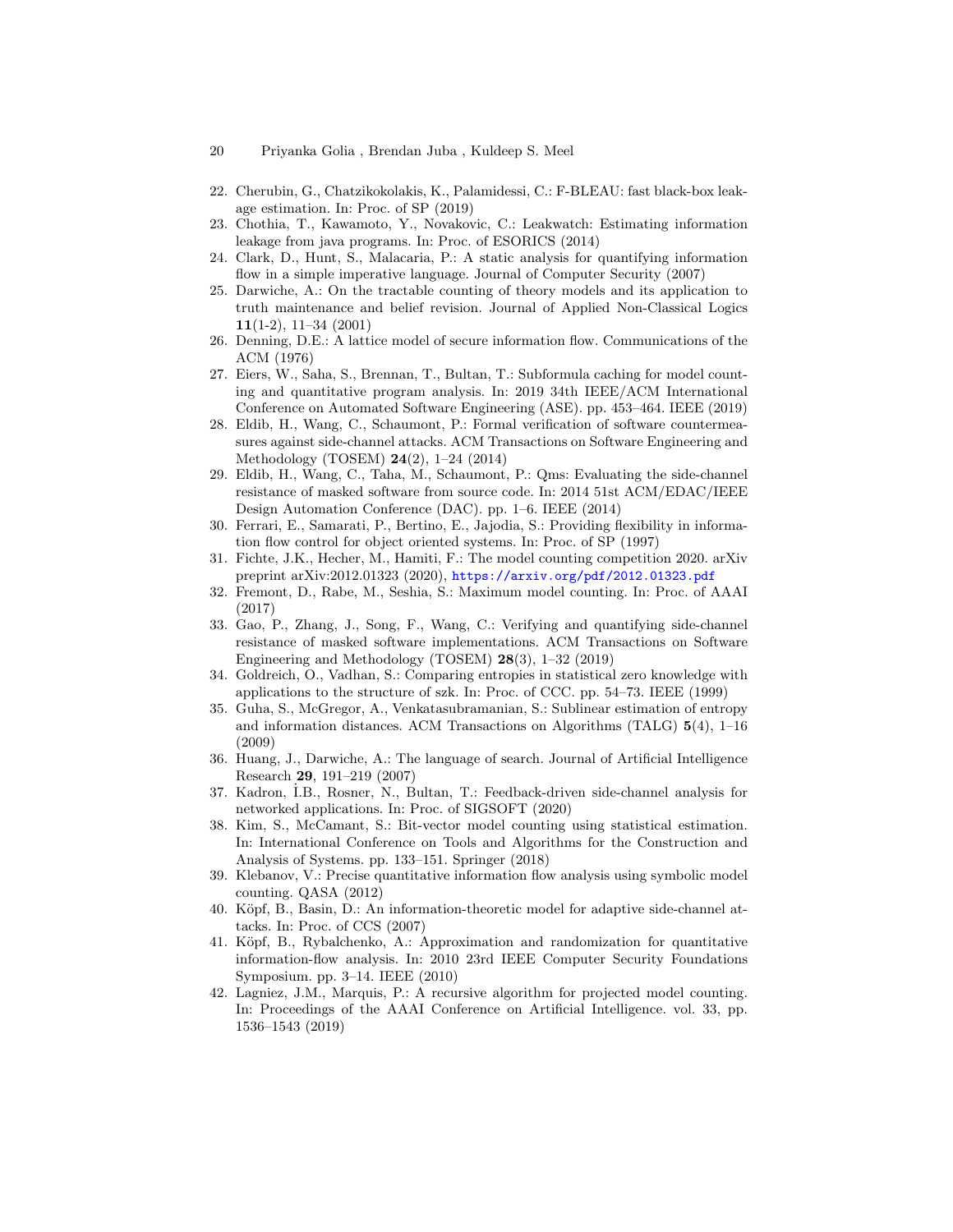22. Cherubin, G., Chatzikokolakis, K., Palamidessi, C.: F-BLEAU: fast black-box leakage estimation. In: Proc. of SP (2019)
23. Chothia, T., Kawamoto, Y., Novakovic, C.: Leakwatch: Estimating information leakage from java programs. In: Proc. of ESORICS (2014)
24. Clark, D., Hunt, S., Malacaria, P.: A static analysis for quantifying information flow in a simple imperative language. Journal of Computer Security (2007)
25. Darwiche, A.: On the tractable counting of theory models and its application to truth maintenance and belief revision. Journal of Applied Non-Classical Logics **11**(1-2), 11–34 (2001)
26. Denning, D.E.: A lattice model of secure information flow. Communications of the ACM (1976)
27. Eiers, W., Saha, S., Brennan, T., Bultan, T.: Subformula caching for model counting and quantitative program analysis. In: 2019 34th IEEE/ACM International Conference on Automated Software Engineering (ASE). pp. 453–464. IEEE (2019)
28. Eldib, H., Wang, C., Schaumont, P.: Formal verification of software countermeasures against side-channel attacks. ACM Transactions on Software Engineering and Methodology (TOSEM) **24**(2), 1–24 (2014)
29. Eldib, H., Wang, C., Taha, M., Schaumont, P.: Qms: Evaluating the side-channel resistance of masked software from source code. In: 2014 51st ACM/EDAC/IEEE Design Automation Conference (DAC). pp. 1–6. IEEE (2014)
30. Ferrari, E., Samarati, P., Bertino, E., Jajodia, S.: Providing flexibility in information flow control for object oriented systems. In: Proc. of SP (1997)
31. Fichte, J.K., Hecher, M., Hamiti, F.: The model counting competition 2020. arXiv preprint arXiv:2012.01323 (2020), https://arxiv.org/pdf/2012.01323.pdf
32. Fremont, D., Rabe, M., Seshia, S.: Maximum model counting. In: Proc. of AAAI (2017)
33. Gao, P., Zhang, J., Song, F., Wang, C.: Verifying and quantifying side-channel resistance of masked software implementations. ACM Transactions on Software Engineering and Methodology (TOSEM) **28**(3), 1–32 (2019)
34. Goldreich, O., Vadhan, S.: Comparing entropies in statistical zero knowledge with applications to the structure of szk. In: Proc. of CCC. pp. 54–73. IEEE (1999)
35. Guha, S., McGregor, A., Venkatasubramanian, S.: Sublinear estimation of entropy and information distances. ACM Transactions on Algorithms (TALG) **5**(4), 1–16 (2009)
36. Huang, J., Darwiche, A.: The language of search. Journal of Artificial Intelligence Research **29**, 191–219 (2007)
37. Kadron, İ.B., Rosner, N., Bultan, T.: Feedback-driven side-channel analysis for networked applications. In: Proc. of SIGSOFT (2020)
38. Kim, S., McCamant, S.: Bit-vector model counting using statistical estimation. In: International Conference on Tools and Algorithms for the Construction and Analysis of Systems. pp. 133–151. Springer (2018)
39. Klebanov, V.: Precise quantitative information flow analysis using symbolic model counting. QASA (2012)
40. Köpf, B., Basin, D.: An information-theoretic model for adaptive side-channel attacks. In: Proc. of CCS (2007)
41. Köpf, B., Rybalchenko, A.: Approximation and randomization for quantitative information-flow analysis. In: 2010 23rd IEEE Computer Security Foundations Symposium. pp. 3–14. IEEE (2010)
42. Lagniez, J.M., Marquis, P.: A recursive algorithm for projected model counting. In: Proceedings of the AAAI Conference on Artificial Intelligence. vol. 33, pp. 1536–1543 (2019)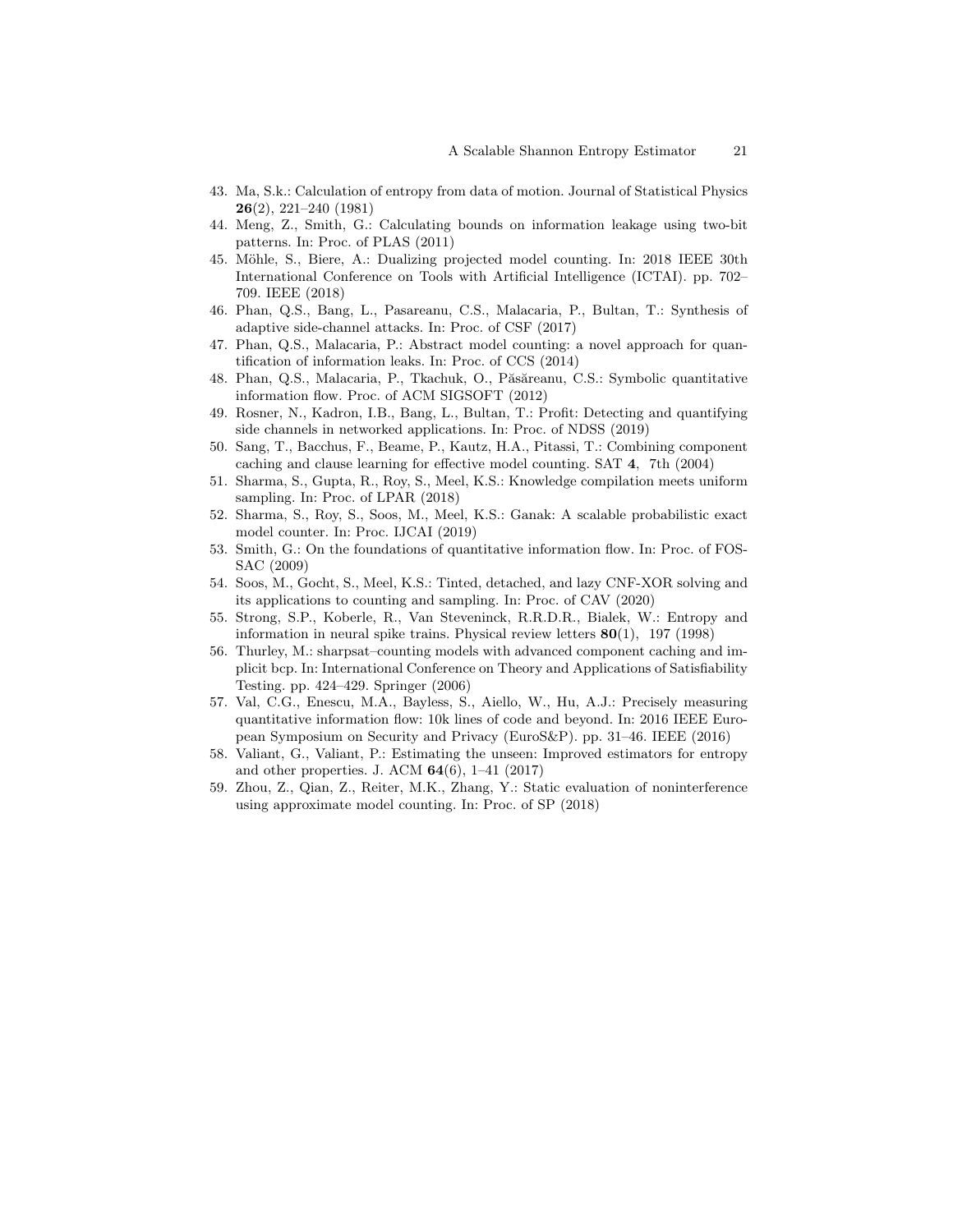43. Ma, S.k.: Calculation of entropy from data of motion. Journal of Statistical Physics **26**(2), 221–240 (1981)
44. Meng, Z., Smith, G.: Calculating bounds on information leakage using two-bit patterns. In: Proc. of PLAS (2011)
45. Möhle, S., Biere, A.: Dualizing projected model counting. In: 2018 IEEE 30th International Conference on Tools with Artificial Intelligence (ICTAI). pp. 702–709. IEEE (2018)
46. Phan, Q.S., Bang, L., Pasareanu, C.S., Malacaria, P., Bultan, T.: Synthesis of adaptive side-channel attacks. In: Proc. of CSF (2017)
47. Phan, Q.S., Malacaria, P.: Abstract model counting: a novel approach for quantification of information leaks. In: Proc. of CCS (2014)
48. Phan, Q.S., Malacaria, P., Tkachuk, O., Păsăreanu, C.S.: Symbolic quantitative information flow. Proc. of ACM SIGSOFT (2012)
49. Rosner, N., Kadron, I.B., Bang, L., Bultan, T.: Profit: Detecting and quantifying side channels in networked applications. In: Proc. of NDSS (2019)
50. Sang, T., Bacchus, F., Beame, P., Kautz, H.A., Pitassi, T.: Combining component caching and clause learning for effective model counting. SAT **4**, 7th (2004)
51. Sharma, S., Gupta, R., Roy, S., Meel, K.S.: Knowledge compilation meets uniform sampling. In: Proc. of LPAR (2018)
52. Sharma, S., Roy, S., Soos, M., Meel, K.S.: Ganak: A scalable probabilistic exact model counter. In: Proc. IJCAI (2019)
53. Smith, G.: On the foundations of quantitative information flow. In: Proc. of FOSSAC (2009)
54. Soos, M., Gocht, S., Meel, K.S.: Tinted, detached, and lazy CNF-XOR solving and its applications to counting and sampling. In: Proc. of CAV (2020)
55. Strong, S.P., Koberle, R., Van Steveninck, R.R.D.R., Bialek, W.: Entropy and information in neural spike trains. Physical review letters **80**(1), 197 (1998)
56. Thurley, M.: sharpsat–counting models with advanced component caching and implicit bcp. In: International Conference on Theory and Applications of Satisfiability Testing. pp. 424–429. Springer (2006)
57. Val, C.G., Enescu, M.A., Bayless, S., Aiello, W., Hu, A.J.: Precisely measuring quantitative information flow: 10k lines of code and beyond. In: 2016 IEEE European Symposium on Security and Privacy (EuroS&P). pp. 31–46. IEEE (2016)
58. Valiant, G., Valiant, P.: Estimating the unseen: Improved estimators for entropy and other properties. J. ACM **64**(6), 1–41 (2017)
59. Zhou, Z., Qian, Z., Reiter, M.K., Zhang, Y.: Static evaluation of noninterference using approximate model counting. In: Proc. of SP (2018)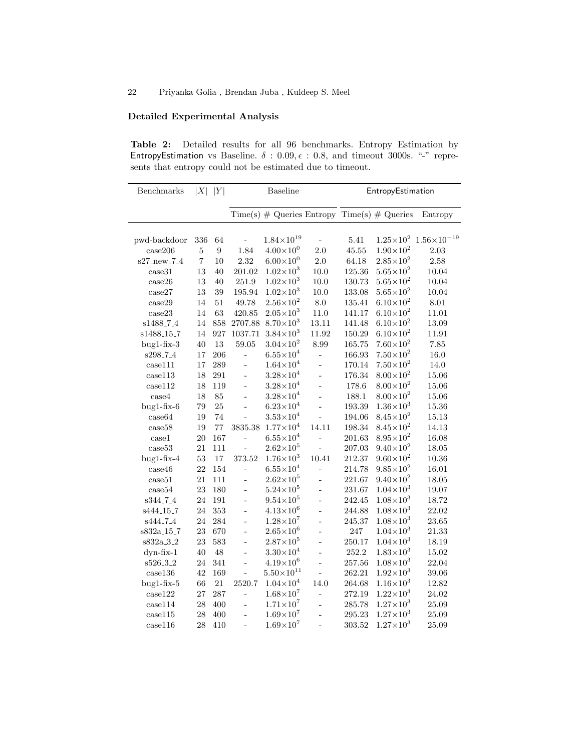### Detailed Experimental Analysis

**Table 2:** Detailed results for all 96 benchmarks. Entropy Estimation by EntropyEstimation vs Baseline. $\delta : 0.09, \epsilon : 0.8$, and timeout 3000s. "-" represents that entropy could not be estimated due to timeout.

| Benchmarks | $\|X\|$ | $\|Y\|$ | Baseline | | | EntropyEstimation | | |
|---|---|---|---|---|---|---|---|---|
| | | | Time(s) | # Queries | Entropy | Time(s) | # Queries | Entropy |
| pwd-backdoor | 336 | 64 | - | $1.84\times10^{19}$ | - | 5.41 | $1.25\times10^{2}$ | $1.56\times10^{-19}$ |
| case206 | 5 | 9 | 1.84 | $4.00\times10^{0}$ | 2.0 | 45.55 | $1.90\times10^{2}$ | 2.03 |
| s27_new_7_4 | 7 | 10 | 2.32 | $6.00\times10^{0}$ | 2.0 | 64.18 | $2.85\times10^{2}$ | 2.58 |
| case31 | 13 | 40 | 201.02 | $1.02\times10^{3}$ | 10.0 | 125.36 | $5.65\times10^{2}$ | 10.04 |
| case26 | 13 | 40 | 251.9 | $1.02\times10^{3}$ | 10.0 | 130.73 | $5.65\times10^{2}$ | 10.04 |
| case27 | 13 | 39 | 195.94 | $1.02\times10^{3}$ | 10.0 | 133.08 | $5.65\times10^{2}$ | 10.04 |
| case29 | 14 | 51 | 49.78 | $2.56\times10^{2}$ | 8.0 | 135.41 | $6.10\times10^{2}$ | 8.01 |
| case23 | 14 | 63 | 420.85 | $2.05\times10^{3}$ | 11.0 | 141.17 | $6.10\times10^{2}$ | 11.01 |
| s1488_7_4 | 14 | 858 | 2707.88 | $8.70\times10^{3}$ | 13.11 | 141.48 | $6.10\times10^{2}$ | 13.09 |
| s1488_15_7 | 14 | 927 | 1037.71 | $3.84\times10^{3}$ | 11.92 | 150.29 | $6.10\times10^{2}$ | 11.91 |
| bug1-fix-3 | 40 | 13 | 59.05 | $3.04\times10^{2}$ | 8.99 | 165.75 | $7.60\times10^{2}$ | 7.85 |
| s298_7_4 | 17 | 206 | - | $6.55\times10^{4}$ | - | 166.93 | $7.50\times10^{2}$ | 16.0 |
| case111 | 17 | 289 | - | $1.64\times10^{4}$ | - | 170.14 | $7.50\times10^{2}$ | 14.0 |
| case113 | 18 | 291 | - | $3.28\times10^{4}$ | - | 176.34 | $8.00\times10^{2}$ | 15.06 |
| case112 | 18 | 119 | - | $3.28\times10^{4}$ | - | 178.6 | $8.00\times10^{2}$ | 15.06 |
| case4 | 18 | 85 | - | $3.28\times10^{4}$ | - | 188.1 | $8.00\times10^{2}$ | 15.06 |
| bug1-fix-6 | 79 | 25 | - | $6.23\times10^{4}$ | - | 193.39 | $1.36\times10^{3}$ | 15.36 |
| case64 | 19 | 74 | - | $3.53\times10^{4}$ | - | 194.06 | $8.45\times10^{2}$ | 15.13 |
| case58 | 19 | 77 | 3835.38 | $1.77\times10^{4}$ | 14.11 | 198.34 | $8.45\times10^{2}$ | 14.13 |
| case1 | 20 | 167 | - | $6.55\times10^{4}$ | - | 201.63 | $8.95\times10^{2}$ | 16.08 |
| case53 | 21 | 111 | - | $2.62\times10^{5}$ | - | 207.03 | $9.40\times10^{2}$ | 18.05 |
| bug1-fix-4 | 53 | 17 | 373.52 | $1.76\times10^{3}$ | 10.41 | 212.37 | $9.60\times10^{2}$ | 10.36 |
| case46 | 22 | 154 | - | $6.55\times10^{4}$ | - | 214.78 | $9.85\times10^{2}$ | 16.01 |
| case51 | 21 | 111 | - | $2.62\times10^{5}$ | - | 221.67 | $9.40\times10^{2}$ | 18.05 |
| case54 | 23 | 180 | - | $5.24\times10^{5}$ | - | 231.67 | $1.04\times10^{3}$ | 19.07 |
| s344_7_4 | 24 | 191 | - | $9.54\times10^{5}$ | - | 242.45 | $1.08\times10^{3}$ | 18.72 |
| s444_15_7 | 24 | 353 | - | $4.13\times10^{6}$ | - | 244.88 | $1.08\times10^{3}$ | 22.02 |
| s444_7_4 | 24 | 284 | - | $1.28\times10^{7}$ | - | 245.37 | $1.08\times10^{3}$ | 23.65 |
| s832a_15_7 | 23 | 670 | - | $2.65\times10^{6}$ | - | 247 | $1.04\times10^{3}$ | 21.33 |
| s832a_3_2 | 23 | 583 | - | $2.87\times10^{5}$ | - | 250.17 | $1.04\times10^{3}$ | 18.19 |
| dyn-fix-1 | 40 | 48 | - | $3.30\times10^{4}$ | - | 252.2 | $1.83\times10^{3}$ | 15.02 |
| s526_3_2 | 24 | 341 | - | $4.19\times10^{6}$ | - | 257.56 | $1.08\times10^{3}$ | 22.04 |
| case136 | 42 | 169 | - | $5.50\times10^{11}$ | - | 262.21 | $1.92\times10^{3}$ | 39.06 |
| bug1-fix-5 | 66 | 21 | 2520.7 | $1.04\times10^{4}$ | 14.0 | 264.68 | $1.16\times10^{3}$ | 12.82 |
| case122 | 27 | 287 | - | $1.68\times10^{7}$ | - | 272.19 | $1.22\times10^{3}$ | 24.02 |
| case114 | 28 | 400 | - | $1.71\times10^{7}$ | - | 285.78 | $1.27\times10^{3}$ | 25.09 |
| case115 | 28 | 400 | - | $1.69\times10^{7}$ | - | 295.23 | $1.27\times10^{3}$ | 25.09 |
| case116 | 28 | 410 | - | $1.69\times10^{7}$ | - | 303.52 | $1.27\times10^{3}$ | 25.09 |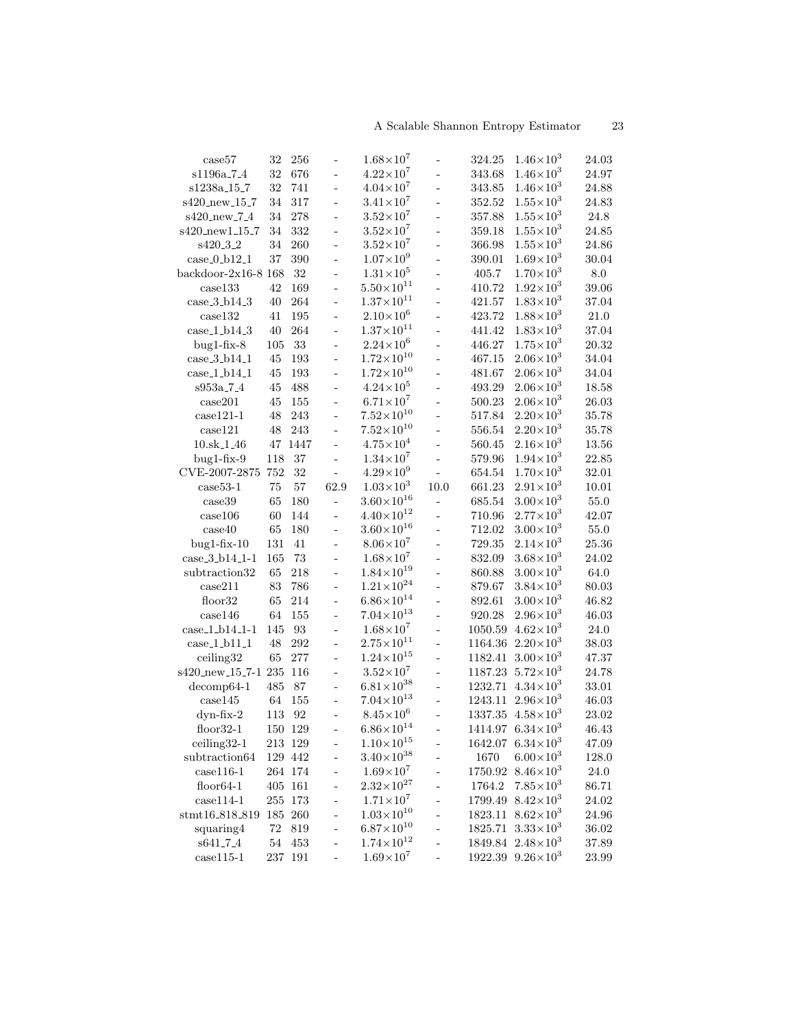| | | | | | | | | |
|---|---|---|---|---|---|---|---|---|
| case57 | 32 | 256 | - | $1.68{\times}10^{7}$ | - | 324.25 | $1.46{\times}10^{3}$ | 24.03 |
| s1196a_7_4 | 32 | 676 | - | $4.22{\times}10^{7}$ | - | 343.68 | $1.46{\times}10^{3}$ | 24.97 |
| s1238a_15_7 | 32 | 741 | - | $4.04{\times}10^{7}$ | - | 343.85 | $1.46{\times}10^{3}$ | 24.88 |
| s420_new_15_7 | 34 | 317 | - | $3.41{\times}10^{7}$ | - | 352.52 | $1.55{\times}10^{3}$ | 24.83 |
| s420_new_7_4 | 34 | 278 | - | $3.52{\times}10^{7}$ | - | 357.88 | $1.55{\times}10^{3}$ | 24.8 |
| s420_new1_15_7 | 34 | 332 | - | $3.52{\times}10^{7}$ | - | 359.18 | $1.55{\times}10^{3}$ | 24.85 |
| s420_3_2 | 34 | 260 | - | $3.52{\times}10^{7}$ | - | 366.98 | $1.55{\times}10^{3}$ | 24.86 |
| case_0_b12_1 | 37 | 390 | - | $1.07{\times}10^{9}$ | - | 390.01 | $1.69{\times}10^{3}$ | 30.04 |
| backdoor-2x16-8 | 168 | 32 | - | $1.31{\times}10^{5}$ | - | 405.7 | $1.70{\times}10^{3}$ | 8.0 |
| case133 | 42 | 169 | - | $5.50{\times}10^{11}$ | - | 410.72 | $1.92{\times}10^{3}$ | 39.06 |
| case_3_b14_3 | 40 | 264 | - | $1.37{\times}10^{11}$ | - | 421.57 | $1.83{\times}10^{3}$ | 37.04 |
| case132 | 41 | 195 | - | $2.10{\times}10^{6}$ | - | 423.72 | $1.88{\times}10^{3}$ | 21.0 |
| case_1_b14_3 | 40 | 264 | - | $1.37{\times}10^{11}$ | - | 441.42 | $1.83{\times}10^{3}$ | 37.04 |
| bug1-fix-8 | 105 | 33 | - | $2.24{\times}10^{6}$ | - | 446.27 | $1.75{\times}10^{3}$ | 20.32 |
| case_3_b14_1 | 45 | 193 | - | $1.72{\times}10^{10}$ | - | 467.15 | $2.06{\times}10^{3}$ | 34.04 |
| case_1_b14_1 | 45 | 193 | - | $1.72{\times}10^{10}$ | - | 481.67 | $2.06{\times}10^{3}$ | 34.04 |
| s953a_7_4 | 45 | 488 | - | $4.24{\times}10^{5}$ | - | 493.29 | $2.06{\times}10^{3}$ | 18.58 |
| case201 | 45 | 155 | - | $6.71{\times}10^{7}$ | - | 500.23 | $2.06{\times}10^{3}$ | 26.03 |
| case121-1 | 48 | 243 | - | $7.52{\times}10^{10}$ | - | 517.84 | $2.20{\times}10^{3}$ | 35.78 |
| case121 | 48 | 243 | - | $7.52{\times}10^{10}$ | - | 556.54 | $2.20{\times}10^{3}$ | 35.78 |
| 10.sk_1_46 | 47 | 1447 | - | $4.75{\times}10^{4}$ | - | 560.45 | $2.16{\times}10^{3}$ | 13.56 |
| bug1-fix-9 | 118 | 37 | - | $1.34{\times}10^{7}$ | - | 579.96 | $1.94{\times}10^{3}$ | 22.85 |
| CVE-2007-2875 | 752 | 32 | - | $4.29{\times}10^{9}$ | - | 654.54 | $1.70{\times}10^{3}$ | 32.01 |
| case53-1 | 75 | 57 | 62.9 | $1.03{\times}10^{3}$ | 10.0 | 661.23 | $2.91{\times}10^{3}$ | 10.01 |
| case39 | 65 | 180 | - | $3.60{\times}10^{16}$ | - | 685.54 | $3.00{\times}10^{3}$ | 55.0 |
| case106 | 60 | 144 | - | $4.40{\times}10^{12}$ | - | 710.96 | $2.77{\times}10^{3}$ | 42.07 |
| case40 | 65 | 180 | - | $3.60{\times}10^{16}$ | - | 712.02 | $3.00{\times}10^{3}$ | 55.0 |
| bug1-fix-10 | 131 | 41 | - | $8.06{\times}10^{7}$ | - | 729.35 | $2.14{\times}10^{3}$ | 25.36 |
| case_3_b14_1-1 | 165 | 73 | - | $1.68{\times}10^{7}$ | - | 832.09 | $3.68{\times}10^{3}$ | 24.02 |
| subtraction32 | 65 | 218 | - | $1.84{\times}10^{19}$ | - | 860.88 | $3.00{\times}10^{3}$ | 64.0 |
| case211 | 83 | 786 | - | $1.21{\times}10^{24}$ | - | 879.67 | $3.84{\times}10^{3}$ | 80.03 |
| floor32 | 65 | 214 | - | $6.86{\times}10^{14}$ | - | 892.61 | $3.00{\times}10^{3}$ | 46.82 |
| case146 | 64 | 155 | - | $7.04{\times}10^{13}$ | - | 920.28 | $2.96{\times}10^{3}$ | 46.03 |
| case_1_b14_1-1 | 145 | 93 | - | $1.68{\times}10^{7}$ | - | 1050.59 | $4.62{\times}10^{3}$ | 24.0 |
| case_1_b11_1 | 48 | 292 | - | $2.75{\times}10^{11}$ | - | 1164.36 | $2.20{\times}10^{3}$ | 38.03 |
| ceiling32 | 65 | 277 | - | $1.24{\times}10^{15}$ | - | 1182.41 | $3.00{\times}10^{3}$ | 47.37 |
| s420_new_15_7-1 | 235 | 116 | - | $3.52{\times}10^{7}$ | - | 1187.23 | $5.72{\times}10^{3}$ | 24.78 |
| decomp64-1 | 485 | 87 | - | $6.81{\times}10^{38}$ | - | 1232.71 | $4.34{\times}10^{3}$ | 33.01 |
| case145 | 64 | 155 | - | $7.04{\times}10^{13}$ | - | 1243.11 | $2.96{\times}10^{3}$ | 46.03 |
| dyn-fix-2 | 113 | 92 | - | $8.45{\times}10^{6}$ | - | 1337.35 | $4.58{\times}10^{3}$ | 23.02 |
| floor32-1 | 150 | 129 | - | $6.86{\times}10^{14}$ | - | 1414.97 | $6.34{\times}10^{3}$ | 46.43 |
| ceiling32-1 | 213 | 129 | - | $1.10{\times}10^{15}$ | - | 1642.07 | $6.34{\times}10^{3}$ | 47.09 |
| subtraction64 | 129 | 442 | - | $3.40{\times}10^{38}$ | - | 1670 | $6.00{\times}10^{3}$ | 128.0 |
| case116-1 | 264 | 174 | - | $1.69{\times}10^{7}$ | - | 1750.92 | $8.46{\times}10^{3}$ | 24.0 |
| floor64-1 | 405 | 161 | - | $2.32{\times}10^{27}$ | - | 1764.2 | $7.85{\times}10^{3}$ | 86.71 |
| case114-1 | 255 | 173 | - | $1.71{\times}10^{7}$ | - | 1799.49 | $8.42{\times}10^{3}$ | 24.02 |
| stmt16_818_819 | 185 | 260 | - | $1.03{\times}10^{10}$ | - | 1823.11 | $8.62{\times}10^{3}$ | 24.96 |
| squaring4 | 72 | 819 | - | $6.87{\times}10^{10}$ | - | 1825.71 | $3.33{\times}10^{3}$ | 36.02 |
| s641_7_4 | 54 | 453 | - | $1.74{\times}10^{12}$ | - | 1849.84 | $2.48{\times}10^{3}$ | 37.89 |
| case115-1 | 237 | 191 | - | $1.69{\times}10^{7}$ | - | 1922.39 | $9.26{\times}10^{3}$ | 23.99 |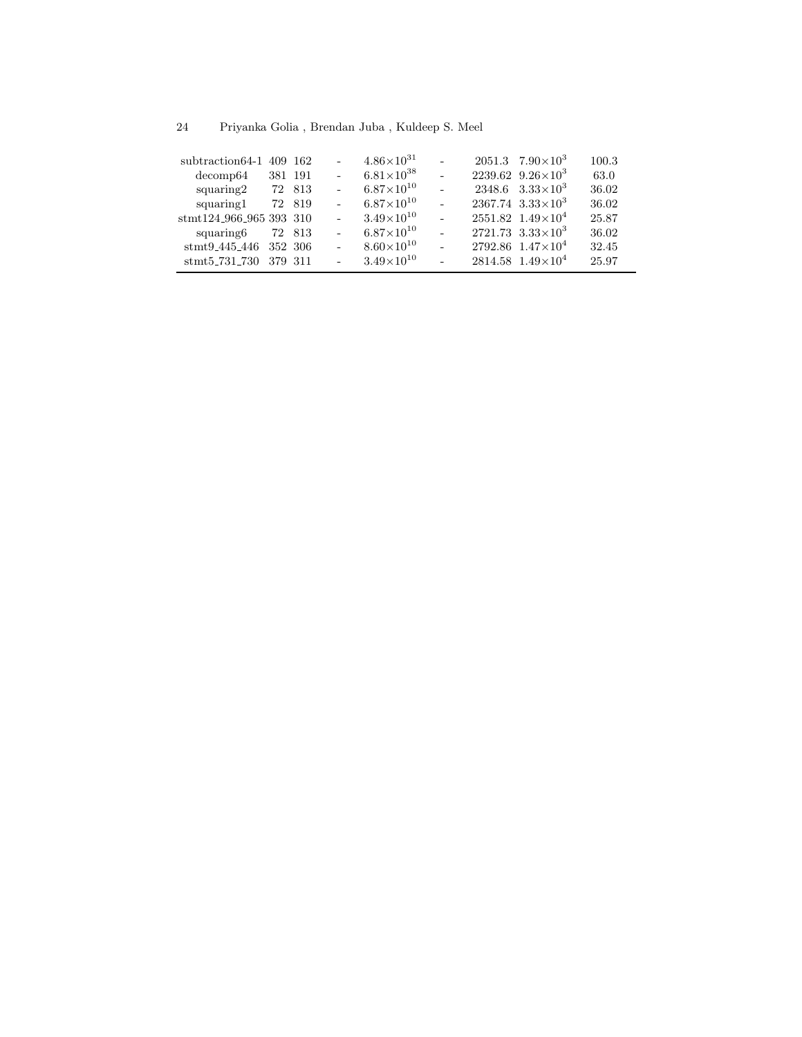| | | | | | | | | |
|---|---|---|---|---|---|---|---|---|
| subtraction64-1 | 409 | 162 | - | $4.86\times10^{31}$ | - | 2051.3 | $7.90\times10^{3}$ | 100.3 |
| decomp64 | 381 | 191 | - | $6.81\times10^{38}$ | - | 2239.62 | $9.26\times10^{3}$ | 63.0 |
| squaring2 | 72 | 813 | - | $6.87\times10^{10}$ | - | 2348.6 | $3.33\times10^{3}$ | 36.02 |
| squaring1 | 72 | 819 | - | $6.87\times10^{10}$ | - | 2367.74 | $3.33\times10^{3}$ | 36.02 |
| stmt124_966_965 | 393 | 310 | - | $3.49\times10^{10}$ | - | 2551.82 | $1.49\times10^{4}$ | 25.87 |
| squaring6 | 72 | 813 | - | $6.87\times10^{10}$ | - | 2721.73 | $3.33\times10^{3}$ | 36.02 |
| stmt9_445_446 | 352 | 306 | - | $8.60\times10^{10}$ | - | 2792.86 | $1.47\times10^{4}$ | 32.45 |
| stmt5_731_730 | 379 | 311 | - | $3.49\times10^{10}$ | - | 2814.58 | $1.49\times10^{4}$ | 25.97 |